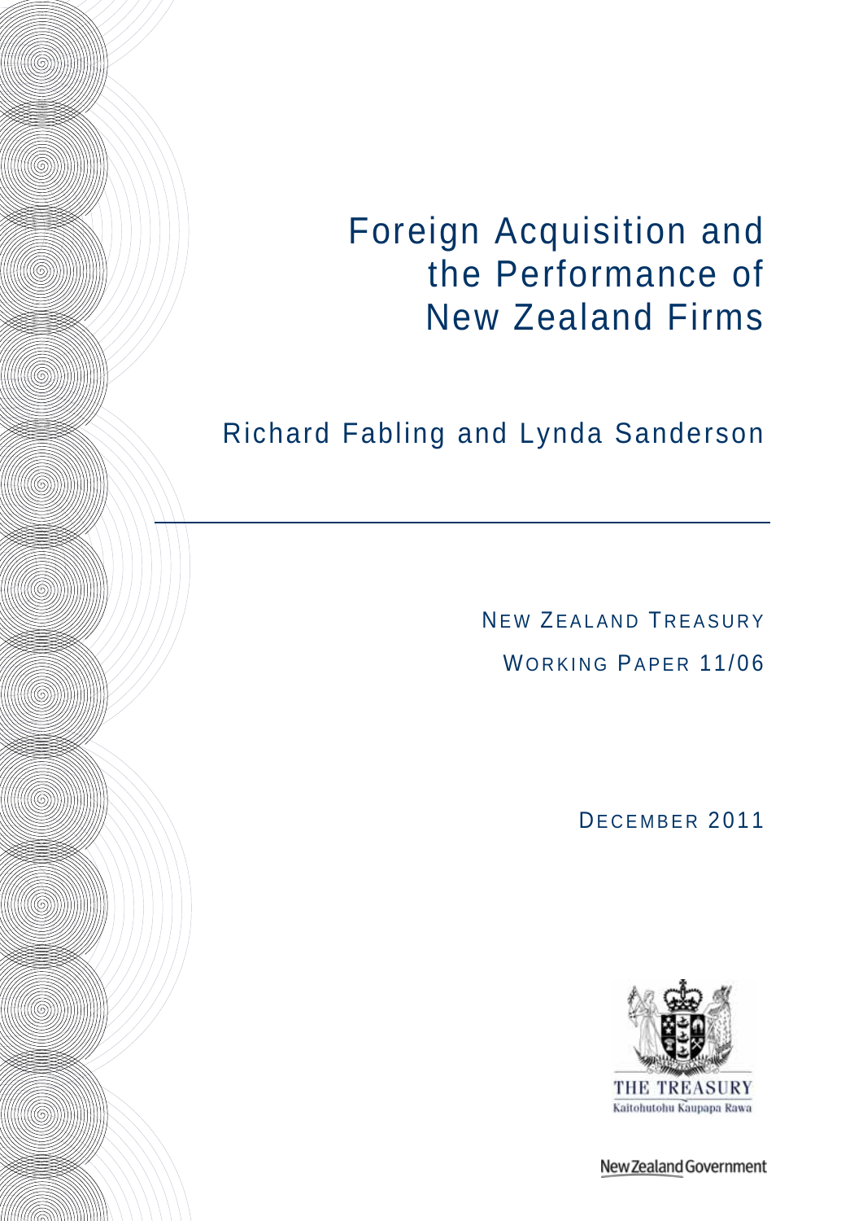# Foreign Acquisition and the Performance of New Zealand Firms

Richard Fabling and Lynda Sanderson

NEW ZEALAND TREASURY

WORKING PAPER 11/06

DECEMBER 2011

THE TREASURY

Kaitohutohu Kaupapa Rawa

New Zealand Government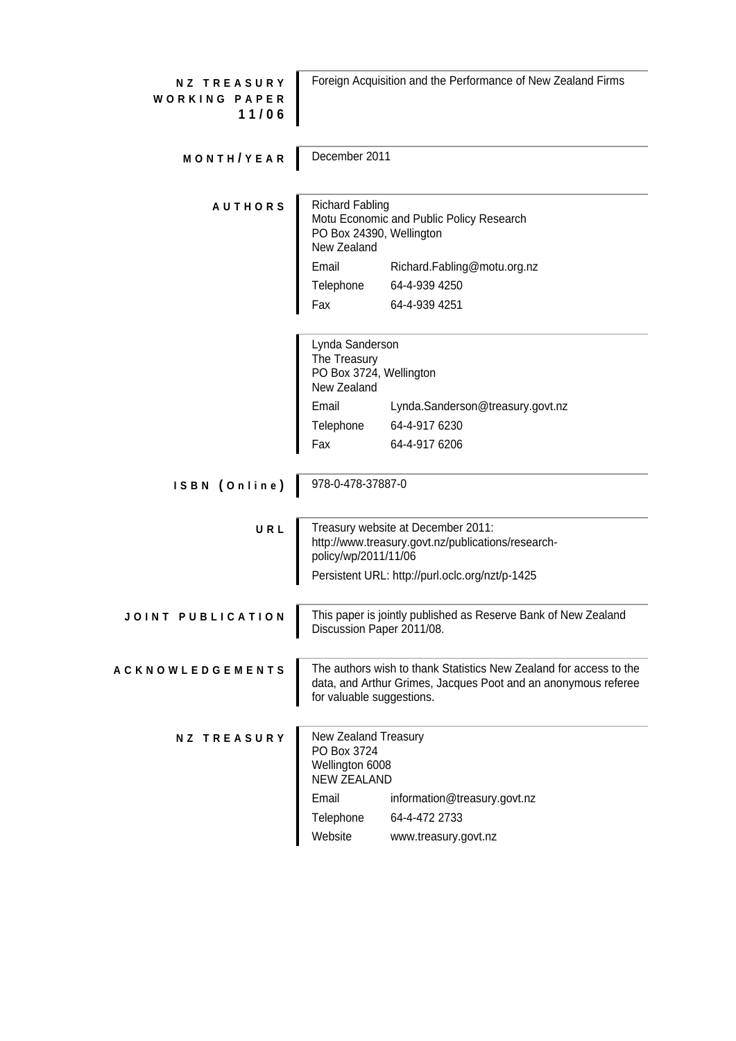**NZ TREASURY WORKING PAPER 11/06**

Foreign Acquisition and the Performance of New Zealand Firms

**MONTH/YEAR**

December 2011

**AUTHORS**

Richard Fabling
Motu Economic and Public Policy Research
PO Box 24390, Wellington
New Zealand

| | |
|---|---|
| Email | Richard.Fabling@motu.org.nz |
| Telephone | 64-4-939 4250 |
| Fax | 64-4-939 4251 |

Lynda Sanderson
The Treasury
PO Box 3724, Wellington
New Zealand

| | |
|---|---|
| Email | Lynda.Sanderson@treasury.govt.nz |
| Telephone | 64-4-917 6230 |
| Fax | 64-4-917 6206 |

**ISBN (Online)**

978-0-478-37887-0

**URL**

Treasury website at December 2011:
http://www.treasury.govt.nz/publications/research-policy/wp/2011/11/06

Persistent URL: http://purl.oclc.org/nzt/p-1425

**JOINT PUBLICATION**

This paper is jointly published as Reserve Bank of New Zealand Discussion Paper 2011/08.

**ACKNOWLEDGEMENTS**

The authors wish to thank Statistics New Zealand for access to the data, and Arthur Grimes, Jacques Poot and an anonymous referee for valuable suggestions.

**NZ TREASURY**

New Zealand Treasury
PO Box 3724
Wellington 6008
NEW ZEALAND

| | |
|---|---|
| Email | information@treasury.govt.nz |
| Telephone | 64-4-472 2733 |
| Website | www.treasury.govt.nz |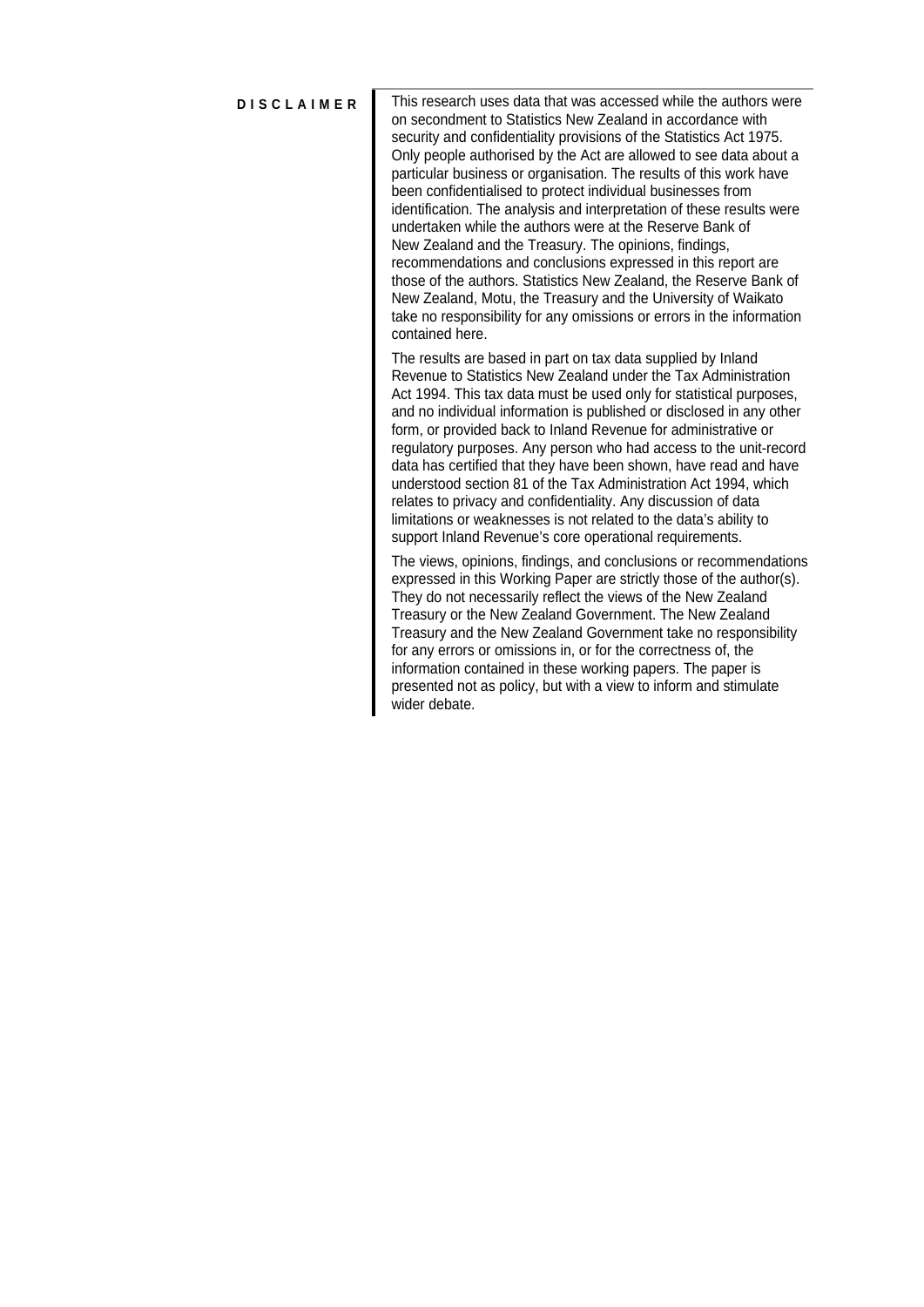## DISCLAIMER

This research uses data that was accessed while the authors were on secondment to Statistics New Zealand in accordance with security and confidentiality provisions of the Statistics Act 1975. Only people authorised by the Act are allowed to see data about a particular business or organisation. The results of this work have been confidentialised to protect individual businesses from identification. The analysis and interpretation of these results were undertaken while the authors were at the Reserve Bank of New Zealand and the Treasury. The opinions, findings, recommendations and conclusions expressed in this report are those of the authors. Statistics New Zealand, the Reserve Bank of New Zealand, Motu, the Treasury and the University of Waikato take no responsibility for any omissions or errors in the information contained here.

The results are based in part on tax data supplied by Inland Revenue to Statistics New Zealand under the Tax Administration Act 1994. This tax data must be used only for statistical purposes, and no individual information is published or disclosed in any other form, or provided back to Inland Revenue for administrative or regulatory purposes. Any person who had access to the unit-record data has certified that they have been shown, have read and have understood section 81 of the Tax Administration Act 1994, which relates to privacy and confidentiality. Any discussion of data limitations or weaknesses is not related to the data's ability to support Inland Revenue's core operational requirements.

The views, opinions, findings, and conclusions or recommendations expressed in this Working Paper are strictly those of the author(s). They do not necessarily reflect the views of the New Zealand Treasury or the New Zealand Government. The New Zealand Treasury and the New Zealand Government take no responsibility for any errors or omissions in, or for the correctness of, the information contained in these working papers. The paper is presented not as policy, but with a view to inform and stimulate wider debate.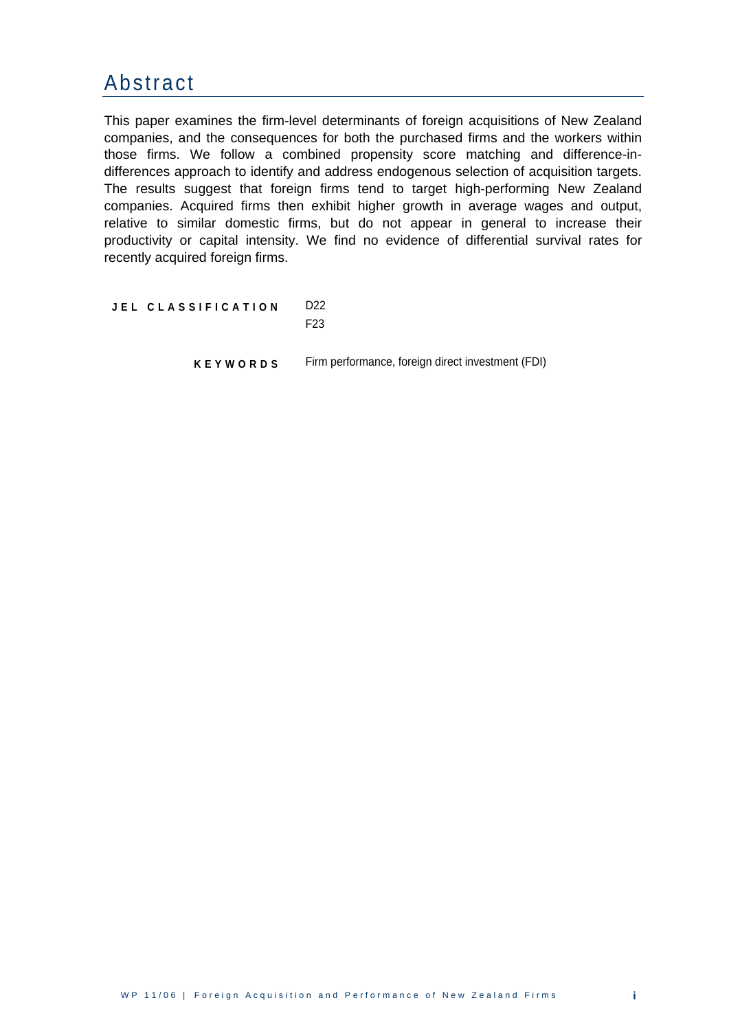# Abstract

This paper examines the firm-level determinants of foreign acquisitions of New Zealand companies, and the consequences for both the purchased firms and the workers within those firms. We follow a combined propensity score matching and difference-in-differences approach to identify and address endogenous selection of acquisition targets. The results suggest that foreign firms tend to target high-performing New Zealand companies. Acquired firms then exhibit higher growth in average wages and output, relative to similar domestic firms, but do not appear in general to increase their productivity or capital intensity. We find no evidence of differential survival rates for recently acquired foreign firms.

**JEL CLASSIFICATION** D22
F23

**KEYWORDS** Firm performance, foreign direct investment (FDI)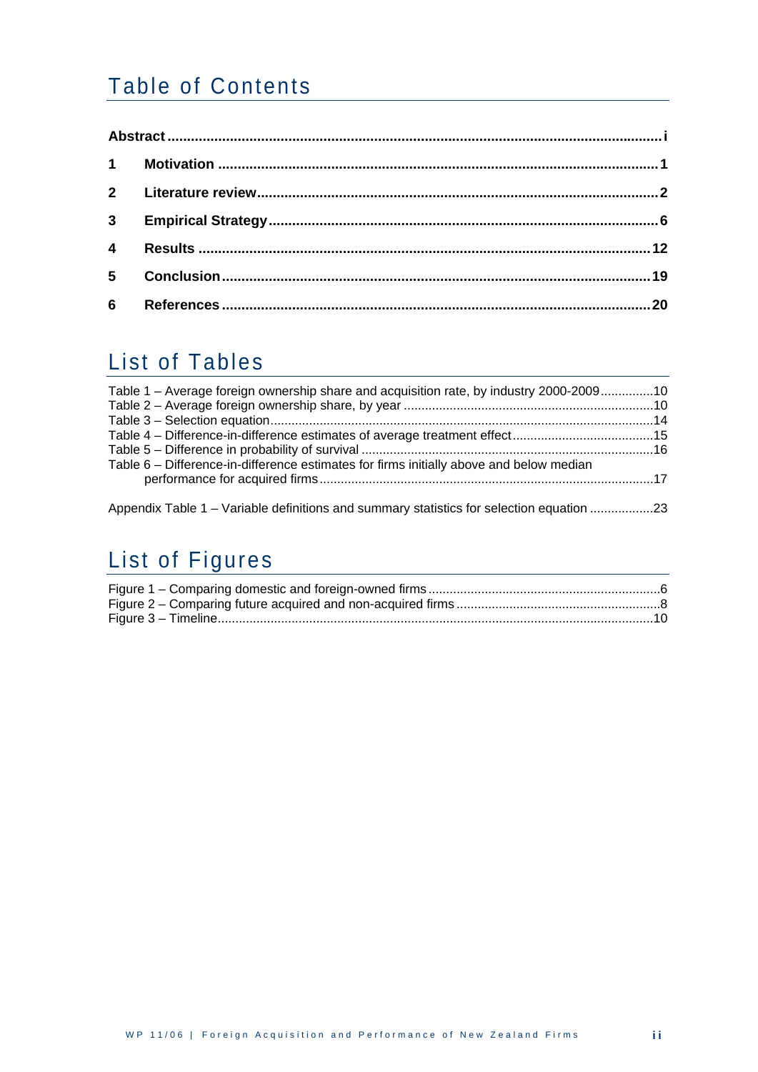# Table of Contents

**Abstract** .......... i

**1 Motivation** .......... 1

**2 Literature review** .......... 2

**3 Empirical Strategy** .......... 6

**4 Results** .......... 12

**5 Conclusion** .......... 19

**6 References** .......... 20

# List of Tables

Table 1 – Average foreign ownership share and acquisition rate, by industry 2000-2009 .......... 10
Table 2 – Average foreign ownership share, by year .......... 10
Table 3 – Selection equation .......... 14
Table 4 – Difference-in-difference estimates of average treatment effect .......... 15
Table 5 – Difference in probability of survival .......... 16
Table 6 – Difference-in-difference estimates for firms initially above and below median performance for acquired firms .......... 17

Appendix Table 1 – Variable definitions and summary statistics for selection equation .......... 23

# List of Figures

Figure 1 – Comparing domestic and foreign-owned firms .......... 6
Figure 2 – Comparing future acquired and non-acquired firms .......... 8
Figure 3 – Timeline .......... 10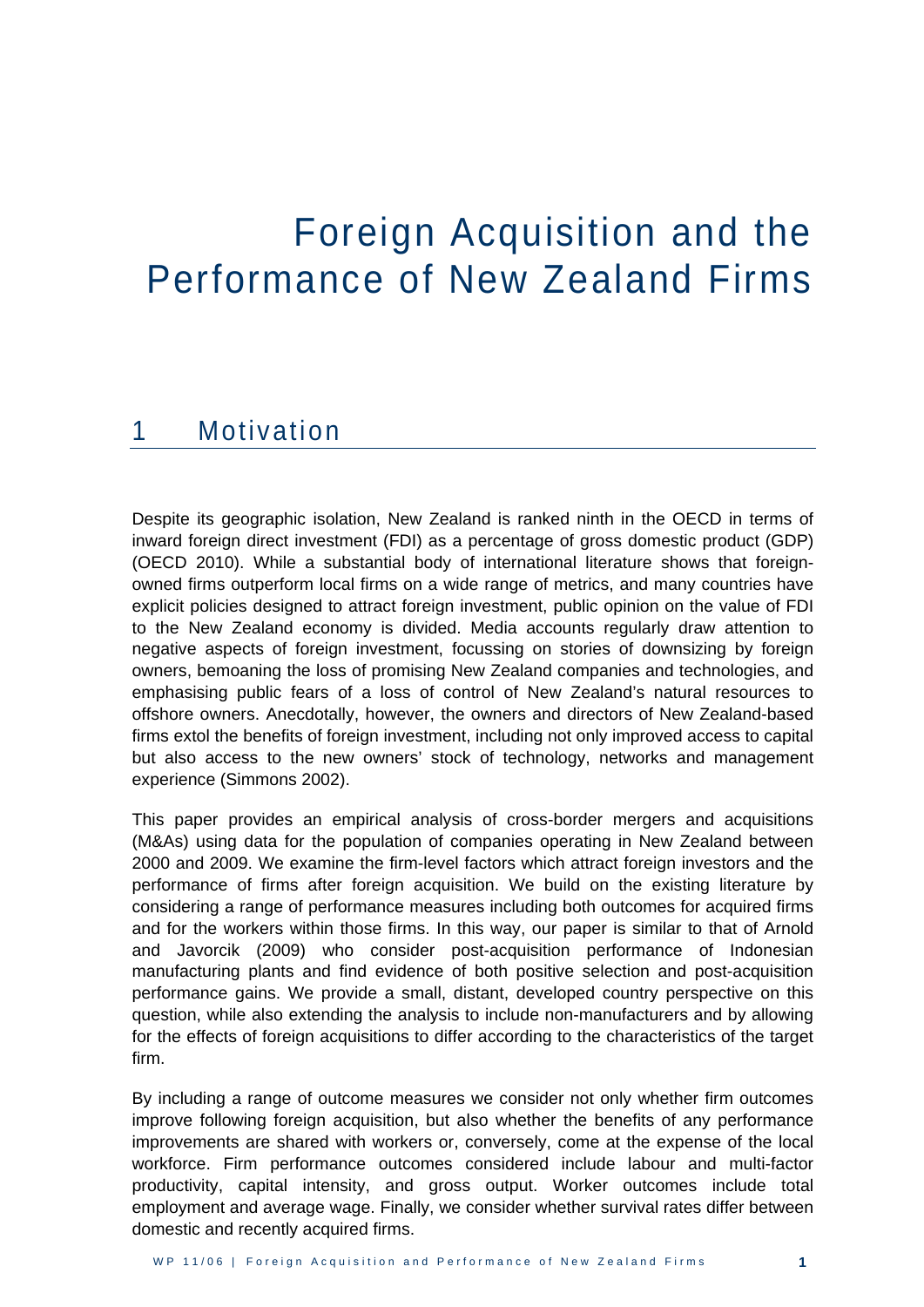# Foreign Acquisition and the Performance of New Zealand Firms

## 1 Motivation

Despite its geographic isolation, New Zealand is ranked ninth in the OECD in terms of inward foreign direct investment (FDI) as a percentage of gross domestic product (GDP) (OECD 2010). While a substantial body of international literature shows that foreign-owned firms outperform local firms on a wide range of metrics, and many countries have explicit policies designed to attract foreign investment, public opinion on the value of FDI to the New Zealand economy is divided. Media accounts regularly draw attention to negative aspects of foreign investment, focussing on stories of downsizing by foreign owners, bemoaning the loss of promising New Zealand companies and technologies, and emphasising public fears of a loss of control of New Zealand's natural resources to offshore owners. Anecdotally, however, the owners and directors of New Zealand-based firms extol the benefits of foreign investment, including not only improved access to capital but also access to the new owners' stock of technology, networks and management experience (Simmons 2002).

This paper provides an empirical analysis of cross-border mergers and acquisitions (M&As) using data for the population of companies operating in New Zealand between 2000 and 2009. We examine the firm-level factors which attract foreign investors and the performance of firms after foreign acquisition. We build on the existing literature by considering a range of performance measures including both outcomes for acquired firms and for the workers within those firms. In this way, our paper is similar to that of Arnold and Javorcik (2009) who consider post-acquisition performance of Indonesian manufacturing plants and find evidence of both positive selection and post-acquisition performance gains. We provide a small, distant, developed country perspective on this question, while also extending the analysis to include non-manufacturers and by allowing for the effects of foreign acquisitions to differ according to the characteristics of the target firm.

By including a range of outcome measures we consider not only whether firm outcomes improve following foreign acquisition, but also whether the benefits of any performance improvements are shared with workers or, conversely, come at the expense of the local workforce. Firm performance outcomes considered include labour and multi-factor productivity, capital intensity, and gross output. Worker outcomes include total employment and average wage. Finally, we consider whether survival rates differ between domestic and recently acquired firms.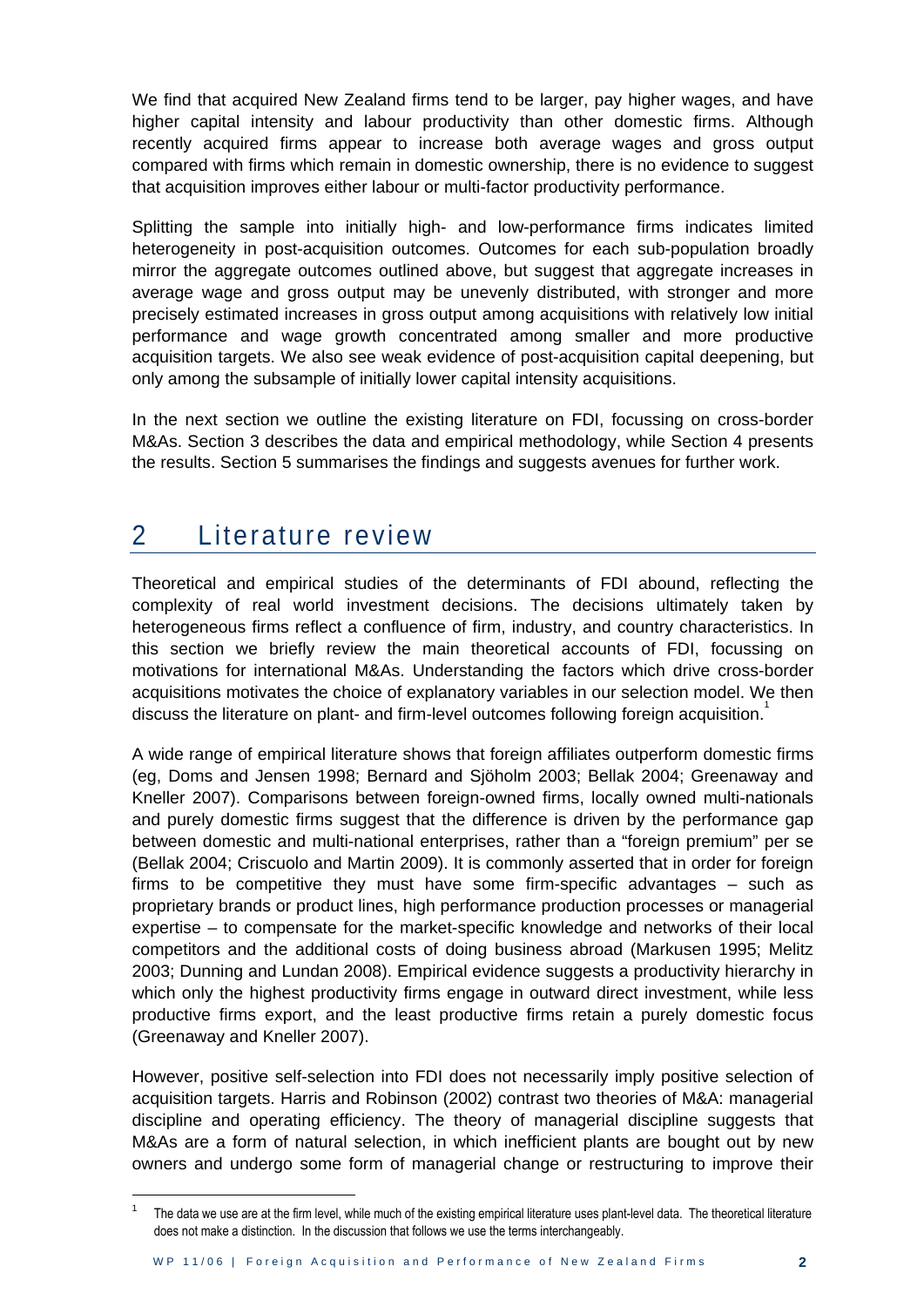We find that acquired New Zealand firms tend to be larger, pay higher wages, and have higher capital intensity and labour productivity than other domestic firms. Although recently acquired firms appear to increase both average wages and gross output compared with firms which remain in domestic ownership, there is no evidence to suggest that acquisition improves either labour or multi-factor productivity performance.

Splitting the sample into initially high- and low-performance firms indicates limited heterogeneity in post-acquisition outcomes. Outcomes for each sub-population broadly mirror the aggregate outcomes outlined above, but suggest that aggregate increases in average wage and gross output may be unevenly distributed, with stronger and more precisely estimated increases in gross output among acquisitions with relatively low initial performance and wage growth concentrated among smaller and more productive acquisition targets. We also see weak evidence of post-acquisition capital deepening, but only among the subsample of initially lower capital intensity acquisitions.

In the next section we outline the existing literature on FDI, focussing on cross-border M&As. Section 3 describes the data and empirical methodology, while Section 4 presents the results. Section 5 summarises the findings and suggests avenues for further work.

# 2 Literature review

Theoretical and empirical studies of the determinants of FDI abound, reflecting the complexity of real world investment decisions. The decisions ultimately taken by heterogeneous firms reflect a confluence of firm, industry, and country characteristics. In this section we briefly review the main theoretical accounts of FDI, focussing on motivations for international M&As. Understanding the factors which drive cross-border acquisitions motivates the choice of explanatory variables in our selection model. We then discuss the literature on plant- and firm-level outcomes following foreign acquisition.[1]

A wide range of empirical literature shows that foreign affiliates outperform domestic firms (eg, Doms and Jensen 1998; Bernard and Sjöholm 2003; Bellak 2004; Greenaway and Kneller 2007). Comparisons between foreign-owned firms, locally owned multi-nationals and purely domestic firms suggest that the difference is driven by the performance gap between domestic and multi-national enterprises, rather than a "foreign premium" per se (Bellak 2004; Criscuolo and Martin 2009). It is commonly asserted that in order for foreign firms to be competitive they must have some firm-specific advantages – such as proprietary brands or product lines, high performance production processes or managerial expertise – to compensate for the market-specific knowledge and networks of their local competitors and the additional costs of doing business abroad (Markusen 1995; Melitz 2003; Dunning and Lundan 2008). Empirical evidence suggests a productivity hierarchy in which only the highest productivity firms engage in outward direct investment, while less productive firms export, and the least productive firms retain a purely domestic focus (Greenaway and Kneller 2007).

However, positive self-selection into FDI does not necessarily imply positive selection of acquisition targets. Harris and Robinson (2002) contrast two theories of M&A: managerial discipline and operating efficiency. The theory of managerial discipline suggests that M&As are a form of natural selection, in which inefficient plants are bought out by new owners and undergo some form of managerial change or restructuring to improve their

[1] The data we use are at the firm level, while much of the existing empirical literature uses plant-level data. The theoretical literature does not make a distinction. In the discussion that follows we use the terms interchangeably.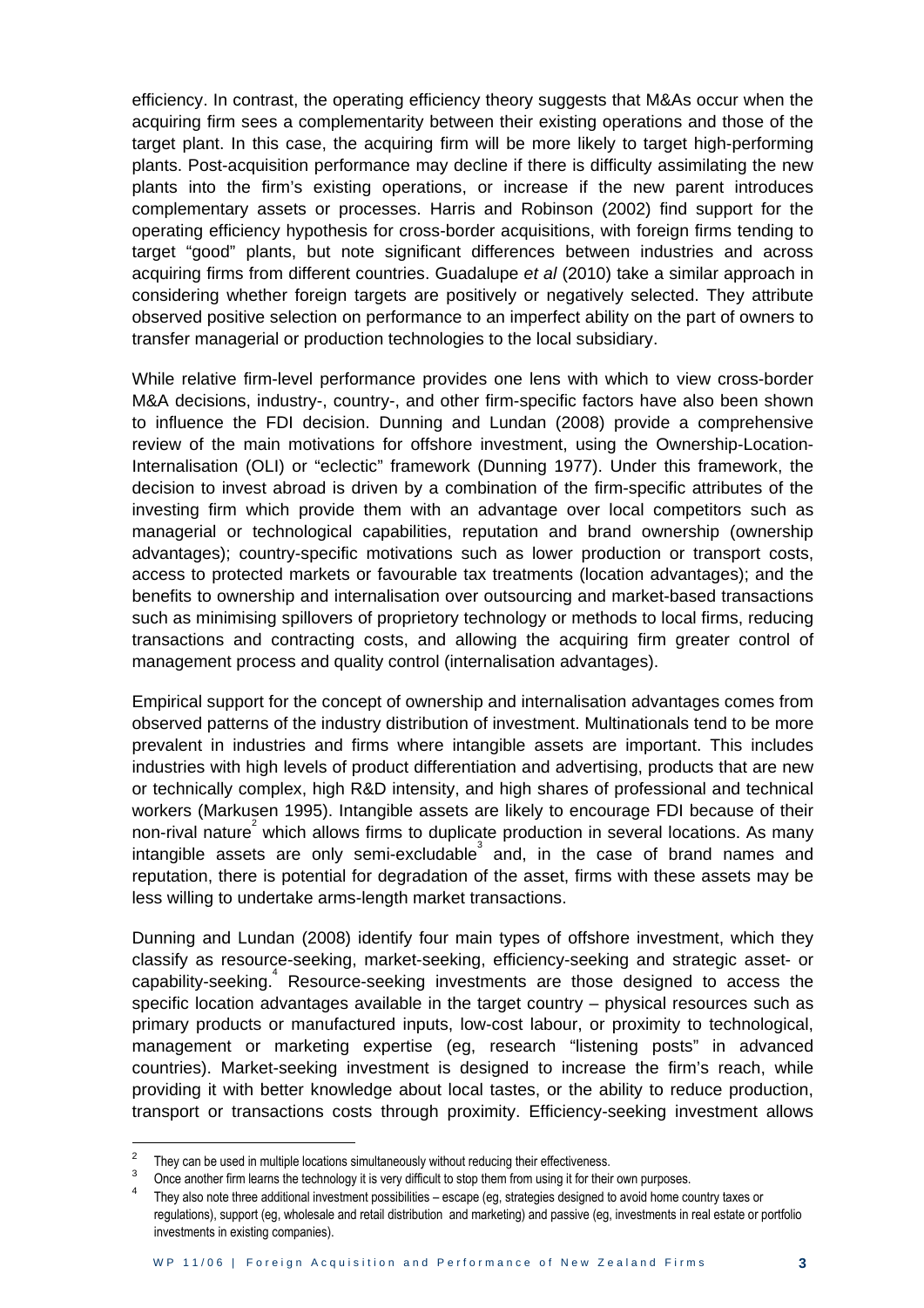efficiency. In contrast, the operating efficiency theory suggests that M&As occur when the acquiring firm sees a complementarity between their existing operations and those of the target plant. In this case, the acquiring firm will be more likely to target high-performing plants. Post-acquisition performance may decline if there is difficulty assimilating the new plants into the firm's existing operations, or increase if the new parent introduces complementary assets or processes. Harris and Robinson (2002) find support for the operating efficiency hypothesis for cross-border acquisitions, with foreign firms tending to target "good" plants, but note significant differences between industries and across acquiring firms from different countries. Guadalupe *et al* (2010) take a similar approach in considering whether foreign targets are positively or negatively selected. They attribute observed positive selection on performance to an imperfect ability on the part of owners to transfer managerial or production technologies to the local subsidiary.

While relative firm-level performance provides one lens with which to view cross-border M&A decisions, industry-, country-, and other firm-specific factors have also been shown to influence the FDI decision. Dunning and Lundan (2008) provide a comprehensive review of the main motivations for offshore investment, using the Ownership-Location-Internalisation (OLI) or "eclectic" framework (Dunning 1977). Under this framework, the decision to invest abroad is driven by a combination of the firm-specific attributes of the investing firm which provide them with an advantage over local competitors such as managerial or technological capabilities, reputation and brand ownership (ownership advantages); country-specific motivations such as lower production or transport costs, access to protected markets or favourable tax treatments (location advantages); and the benefits to ownership and internalisation over outsourcing and market-based transactions such as minimising spillovers of proprietory technology or methods to local firms, reducing transactions and contracting costs, and allowing the acquiring firm greater control of management process and quality control (internalisation advantages).

Empirical support for the concept of ownership and internalisation advantages comes from observed patterns of the industry distribution of investment. Multinationals tend to be more prevalent in industries and firms where intangible assets are important. This includes industries with high levels of product differentiation and advertising, products that are new or technically complex, high R&D intensity, and high shares of professional and technical workers (Markusen 1995). Intangible assets are likely to encourage FDI because of their non-rival nature[2] which allows firms to duplicate production in several locations. As many intangible assets are only semi-excludable[3] and, in the case of brand names and reputation, there is potential for degradation of the asset, firms with these assets may be less willing to undertake arms-length market transactions.

Dunning and Lundan (2008) identify four main types of offshore investment, which they classify as resource-seeking, market-seeking, efficiency-seeking and strategic asset- or capability-seeking.[4] Resource-seeking investments are those designed to access the specific location advantages available in the target country – physical resources such as primary products or manufactured inputs, low-cost labour, or proximity to technological, management or marketing expertise (eg, research "listening posts" in advanced countries). Market-seeking investment is designed to increase the firm's reach, while providing it with better knowledge about local tastes, or the ability to reduce production, transport or transactions costs through proximity. Efficiency-seeking investment allows

---

[2] They can be used in multiple locations simultaneously without reducing their effectiveness.

[3] Once another firm learns the technology it is very difficult to stop them from using it for their own purposes.

[4] They also note three additional investment possibilities – escape (eg, strategies designed to avoid home country taxes or regulations), support (eg, wholesale and retail distribution and marketing) and passive (eg, investments in real estate or portfolio investments in existing companies).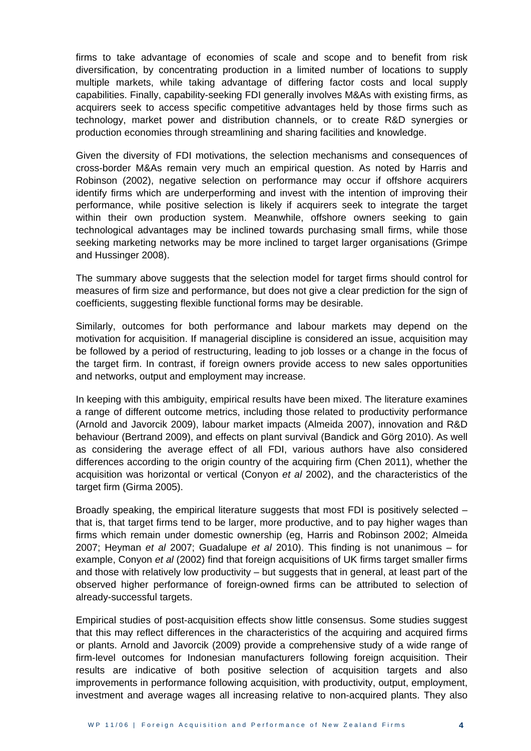firms to take advantage of economies of scale and scope and to benefit from risk diversification, by concentrating production in a limited number of locations to supply multiple markets, while taking advantage of differing factor costs and local supply capabilities. Finally, capability-seeking FDI generally involves M&As with existing firms, as acquirers seek to access specific competitive advantages held by those firms such as technology, market power and distribution channels, or to create R&D synergies or production economies through streamlining and sharing facilities and knowledge.

Given the diversity of FDI motivations, the selection mechanisms and consequences of cross-border M&As remain very much an empirical question. As noted by Harris and Robinson (2002), negative selection on performance may occur if offshore acquirers identify firms which are underperforming and invest with the intention of improving their performance, while positive selection is likely if acquirers seek to integrate the target within their own production system. Meanwhile, offshore owners seeking to gain technological advantages may be inclined towards purchasing small firms, while those seeking marketing networks may be more inclined to target larger organisations (Grimpe and Hussinger 2008).

The summary above suggests that the selection model for target firms should control for measures of firm size and performance, but does not give a clear prediction for the sign of coefficients, suggesting flexible functional forms may be desirable.

Similarly, outcomes for both performance and labour markets may depend on the motivation for acquisition. If managerial discipline is considered an issue, acquisition may be followed by a period of restructuring, leading to job losses or a change in the focus of the target firm. In contrast, if foreign owners provide access to new sales opportunities and networks, output and employment may increase.

In keeping with this ambiguity, empirical results have been mixed. The literature examines a range of different outcome metrics, including those related to productivity performance (Arnold and Javorcik 2009), labour market impacts (Almeida 2007), innovation and R&D behaviour (Bertrand 2009), and effects on plant survival (Bandick and Görg 2010). As well as considering the average effect of all FDI, various authors have also considered differences according to the origin country of the acquiring firm (Chen 2011), whether the acquisition was horizontal or vertical (Conyon *et al* 2002), and the characteristics of the target firm (Girma 2005).

Broadly speaking, the empirical literature suggests that most FDI is positively selected – that is, that target firms tend to be larger, more productive, and to pay higher wages than firms which remain under domestic ownership (eg, Harris and Robinson 2002; Almeida 2007; Heyman *et al* 2007; Guadalupe *et al* 2010). This finding is not unanimous – for example, Conyon *et al* (2002) find that foreign acquisitions of UK firms target smaller firms and those with relatively low productivity – but suggests that in general, at least part of the observed higher performance of foreign-owned firms can be attributed to selection of already-successful targets.

Empirical studies of post-acquisition effects show little consensus. Some studies suggest that this may reflect differences in the characteristics of the acquiring and acquired firms or plants. Arnold and Javorcik (2009) provide a comprehensive study of a wide range of firm-level outcomes for Indonesian manufacturers following foreign acquisition. Their results are indicative of both positive selection of acquisition targets and also improvements in performance following acquisition, with productivity, output, employment, investment and average wages all increasing relative to non-acquired plants. They also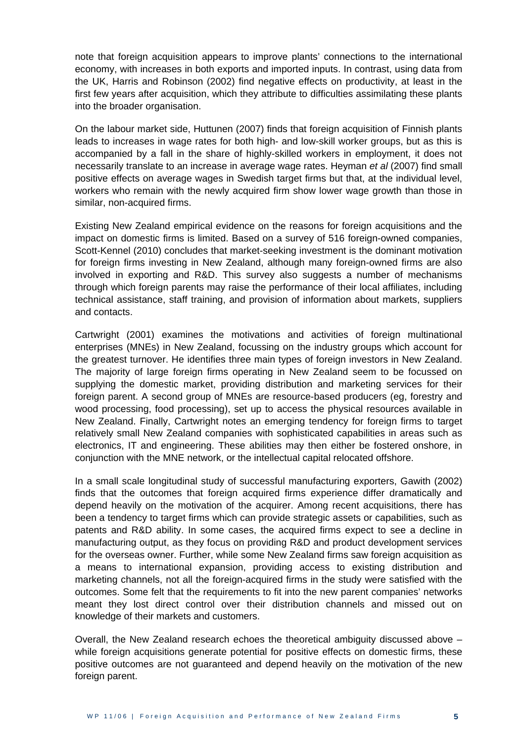note that foreign acquisition appears to improve plants' connections to the international economy, with increases in both exports and imported inputs. In contrast, using data from the UK, Harris and Robinson (2002) find negative effects on productivity, at least in the first few years after acquisition, which they attribute to difficulties assimilating these plants into the broader organisation.

On the labour market side, Huttunen (2007) finds that foreign acquisition of Finnish plants leads to increases in wage rates for both high- and low-skill worker groups, but as this is accompanied by a fall in the share of highly-skilled workers in employment, it does not necessarily translate to an increase in average wage rates. Heyman *et al* (2007) find small positive effects on average wages in Swedish target firms but that, at the individual level, workers who remain with the newly acquired firm show lower wage growth than those in similar, non-acquired firms.

Existing New Zealand empirical evidence on the reasons for foreign acquisitions and the impact on domestic firms is limited. Based on a survey of 516 foreign-owned companies, Scott-Kennel (2010) concludes that market-seeking investment is the dominant motivation for foreign firms investing in New Zealand, although many foreign-owned firms are also involved in exporting and R&D. This survey also suggests a number of mechanisms through which foreign parents may raise the performance of their local affiliates, including technical assistance, staff training, and provision of information about markets, suppliers and contacts.

Cartwright (2001) examines the motivations and activities of foreign multinational enterprises (MNEs) in New Zealand, focussing on the industry groups which account for the greatest turnover. He identifies three main types of foreign investors in New Zealand. The majority of large foreign firms operating in New Zealand seem to be focussed on supplying the domestic market, providing distribution and marketing services for their foreign parent. A second group of MNEs are resource-based producers (eg, forestry and wood processing, food processing), set up to access the physical resources available in New Zealand. Finally, Cartwright notes an emerging tendency for foreign firms to target relatively small New Zealand companies with sophisticated capabilities in areas such as electronics, IT and engineering. These abilities may then either be fostered onshore, in conjunction with the MNE network, or the intellectual capital relocated offshore.

In a small scale longitudinal study of successful manufacturing exporters, Gawith (2002) finds that the outcomes that foreign acquired firms experience differ dramatically and depend heavily on the motivation of the acquirer. Among recent acquisitions, there has been a tendency to target firms which can provide strategic assets or capabilities, such as patents and R&D ability. In some cases, the acquired firms expect to see a decline in manufacturing output, as they focus on providing R&D and product development services for the overseas owner. Further, while some New Zealand firms saw foreign acquisition as a means to international expansion, providing access to existing distribution and marketing channels, not all the foreign-acquired firms in the study were satisfied with the outcomes. Some felt that the requirements to fit into the new parent companies' networks meant they lost direct control over their distribution channels and missed out on knowledge of their markets and customers.

Overall, the New Zealand research echoes the theoretical ambiguity discussed above – while foreign acquisitions generate potential for positive effects on domestic firms, these positive outcomes are not guaranteed and depend heavily on the motivation of the new foreign parent.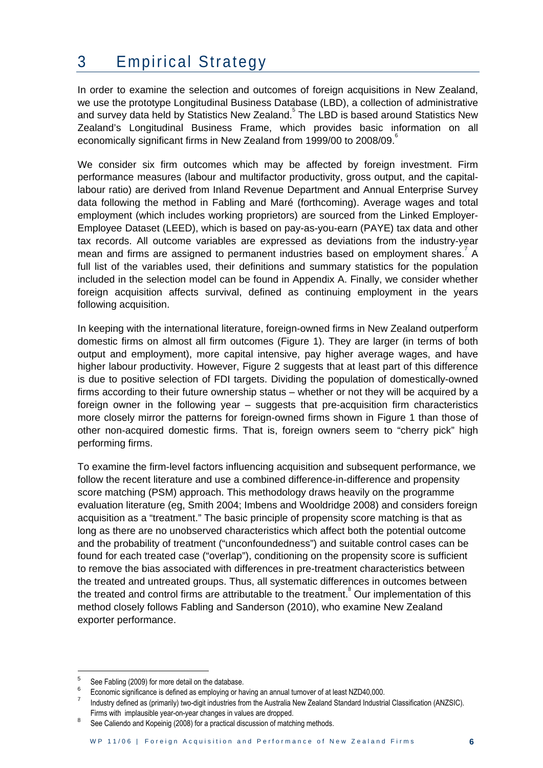# 3 Empirical Strategy

In order to examine the selection and outcomes of foreign acquisitions in New Zealand, we use the prototype Longitudinal Business Database (LBD), a collection of administrative and survey data held by Statistics New Zealand.[5] The LBD is based around Statistics New Zealand's Longitudinal Business Frame, which provides basic information on all economically significant firms in New Zealand from 1999/00 to 2008/09.[6]

We consider six firm outcomes which may be affected by foreign investment. Firm performance measures (labour and multifactor productivity, gross output, and the capital-labour ratio) are derived from Inland Revenue Department and Annual Enterprise Survey data following the method in Fabling and Maré (forthcoming). Average wages and total employment (which includes working proprietors) are sourced from the Linked Employer-Employee Dataset (LEED), which is based on pay-as-you-earn (PAYE) tax data and other tax records. All outcome variables are expressed as deviations from the industry-year mean and firms are assigned to permanent industries based on employment shares.[7] A full list of the variables used, their definitions and summary statistics for the population included in the selection model can be found in Appendix A. Finally, we consider whether foreign acquisition affects survival, defined as continuing employment in the years following acquisition.

In keeping with the international literature, foreign-owned firms in New Zealand outperform domestic firms on almost all firm outcomes (Figure 1). They are larger (in terms of both output and employment), more capital intensive, pay higher average wages, and have higher labour productivity. However, Figure 2 suggests that at least part of this difference is due to positive selection of FDI targets. Dividing the population of domestically-owned firms according to their future ownership status – whether or not they will be acquired by a foreign owner in the following year – suggests that pre-acquisition firm characteristics more closely mirror the patterns for foreign-owned firms shown in Figure 1 than those of other non-acquired domestic firms. That is, foreign owners seem to "cherry pick" high performing firms.

To examine the firm-level factors influencing acquisition and subsequent performance, we follow the recent literature and use a combined difference-in-difference and propensity score matching (PSM) approach. This methodology draws heavily on the programme evaluation literature (eg, Smith 2004; Imbens and Wooldridge 2008) and considers foreign acquisition as a "treatment." The basic principle of propensity score matching is that as long as there are no unobserved characteristics which affect both the potential outcome and the probability of treatment ("unconfoundedness") and suitable control cases can be found for each treated case ("overlap"), conditioning on the propensity score is sufficient to remove the bias associated with differences in pre-treatment characteristics between the treated and untreated groups. Thus, all systematic differences in outcomes between the treated and control firms are attributable to the treatment.[8] Our implementation of this method closely follows Fabling and Sanderson (2010), who examine New Zealand exporter performance.

---

[5] See Fabling (2009) for more detail on the database.

[6] Economic significance is defined as employing or having an annual turnover of at least NZD40,000.

[7] Industry defined as (primarily) two-digit industries from the Australia New Zealand Standard Industrial Classification (ANZSIC). Firms with implausible year-on-year changes in values are dropped.

[8] See Caliendo and Kopeinig (2008) for a practical discussion of matching methods.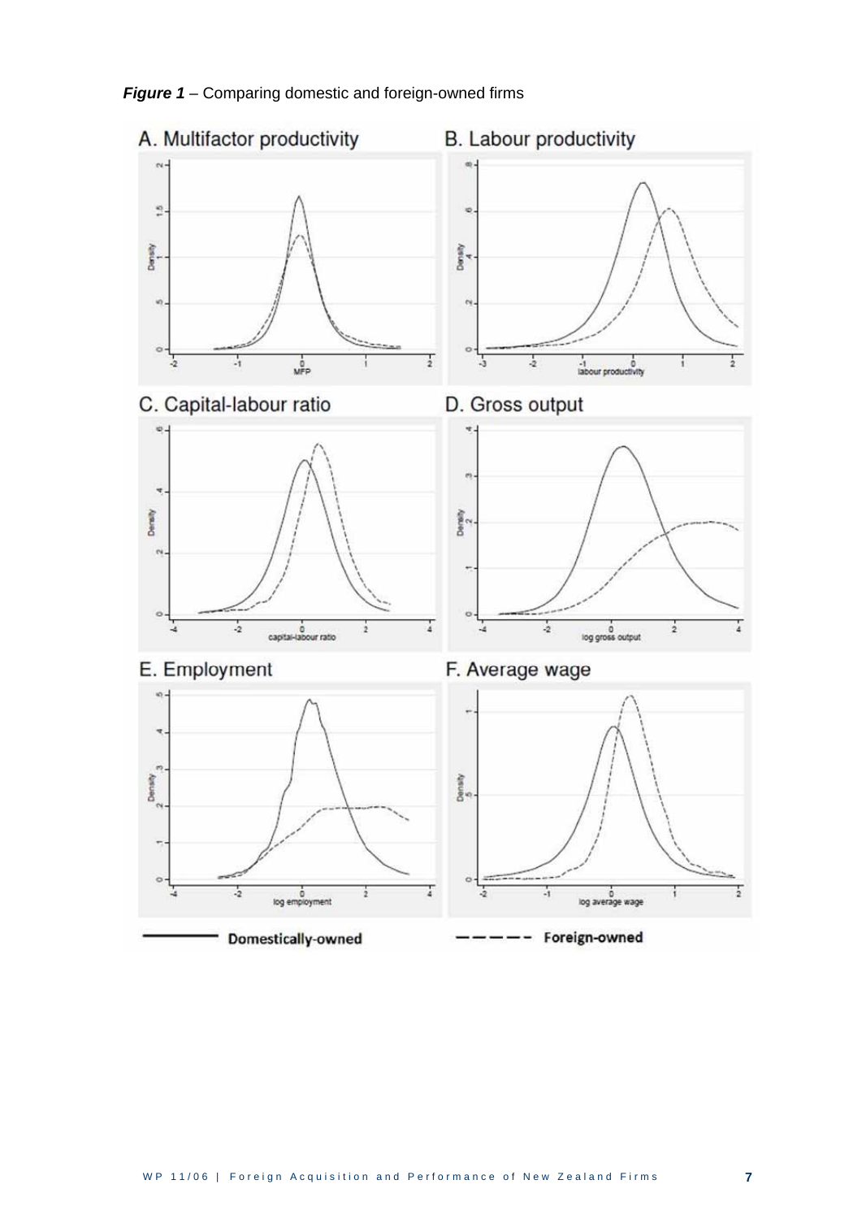***Figure 1*** – Comparing domestic and foreign-owned firms

A. Multifactor productivity

B. Labour productivity

C. Capital-labour ratio

D. Gross output

E. Employment

F. Average wage

**Domestically-owned**

**Foreign-owned**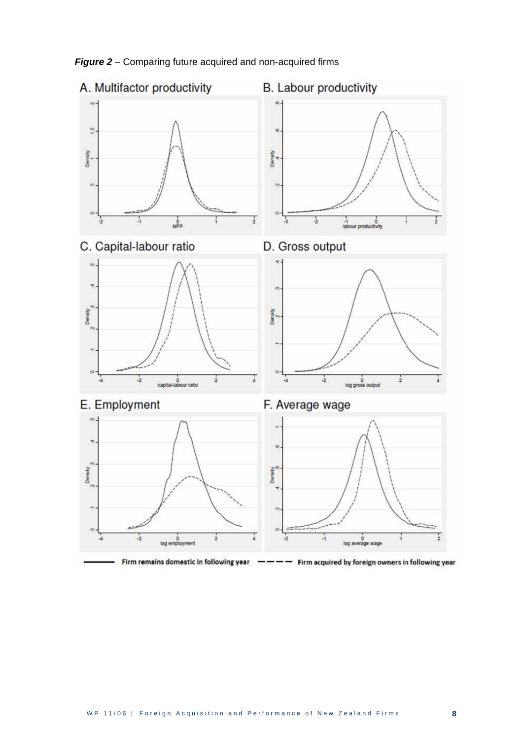***Figure 2*** – Comparing future acquired and non-acquired firms

A. Multifactor productivity

B. Labour productivity

C. Capital-labour ratio

D. Gross output

E. Employment

F. Average wage

Firm remains domestic in following year — Firm acquired by foreign owners in following year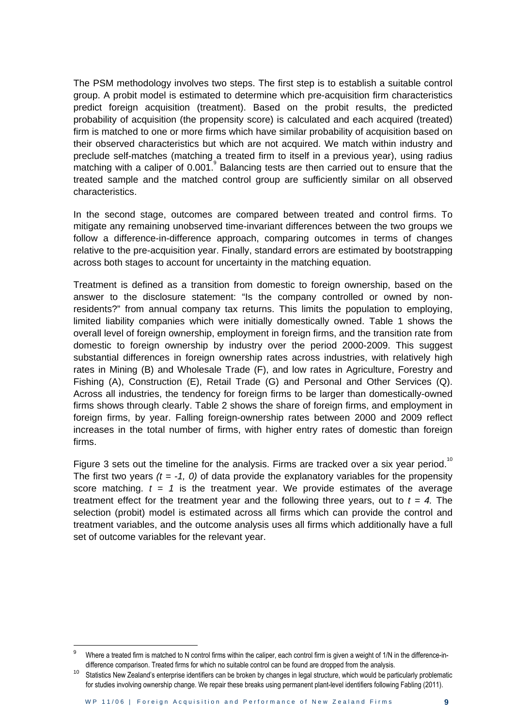The PSM methodology involves two steps. The first step is to establish a suitable control group. A probit model is estimated to determine which pre-acquisition firm characteristics predict foreign acquisition (treatment). Based on the probit results, the predicted probability of acquisition (the propensity score) is calculated and each acquired (treated) firm is matched to one or more firms which have similar probability of acquisition based on their observed characteristics but which are not acquired. We match within industry and preclude self-matches (matching a treated firm to itself in a previous year), using radius matching with a caliper of 0.001.[9] Balancing tests are then carried out to ensure that the treated sample and the matched control group are sufficiently similar on all observed characteristics.

In the second stage, outcomes are compared between treated and control firms. To mitigate any remaining unobserved time-invariant differences between the two groups we follow a difference-in-difference approach, comparing outcomes in terms of changes relative to the pre-acquisition year. Finally, standard errors are estimated by bootstrapping across both stages to account for uncertainty in the matching equation.

Treatment is defined as a transition from domestic to foreign ownership, based on the answer to the disclosure statement: "Is the company controlled or owned by non-residents?" from annual company tax returns. This limits the population to employing, limited liability companies which were initially domestically owned. Table 1 shows the overall level of foreign ownership, employment in foreign firms, and the transition rate from domestic to foreign ownership by industry over the period 2000-2009. This suggest substantial differences in foreign ownership rates across industries, with relatively high rates in Mining (B) and Wholesale Trade (F), and low rates in Agriculture, Forestry and Fishing (A), Construction (E), Retail Trade (G) and Personal and Other Services (Q). Across all industries, the tendency for foreign firms to be larger than domestically-owned firms shows through clearly. Table 2 shows the share of foreign firms, and employment in foreign firms, by year. Falling foreign-ownership rates between 2000 and 2009 reflect increases in the total number of firms, with higher entry rates of domestic than foreign firms.

Figure 3 sets out the timeline for the analysis. Firms are tracked over a six year period.[10] The first two years *($t = -1, 0$)* of data provide the explanatory variables for the propensity score matching. $t = 1$ is the treatment year. We provide estimates of the average treatment effect for the treatment year and the following three years, out to $t = 4$. The selection (probit) model is estimated across all firms which can provide the control and treatment variables, and the outcome analysis uses all firms which additionally have a full set of outcome variables for the relevant year.

---

[9] Where a treated firm is matched to N control firms within the caliper, each control firm is given a weight of 1/N in the difference-in-difference comparison. Treated firms for which no suitable control can be found are dropped from the analysis.

[10] Statistics New Zealand's enterprise identifiers can be broken by changes in legal structure, which would be particularly problematic for studies involving ownership change. We repair these breaks using permanent plant-level identifiers following Fabling (2011).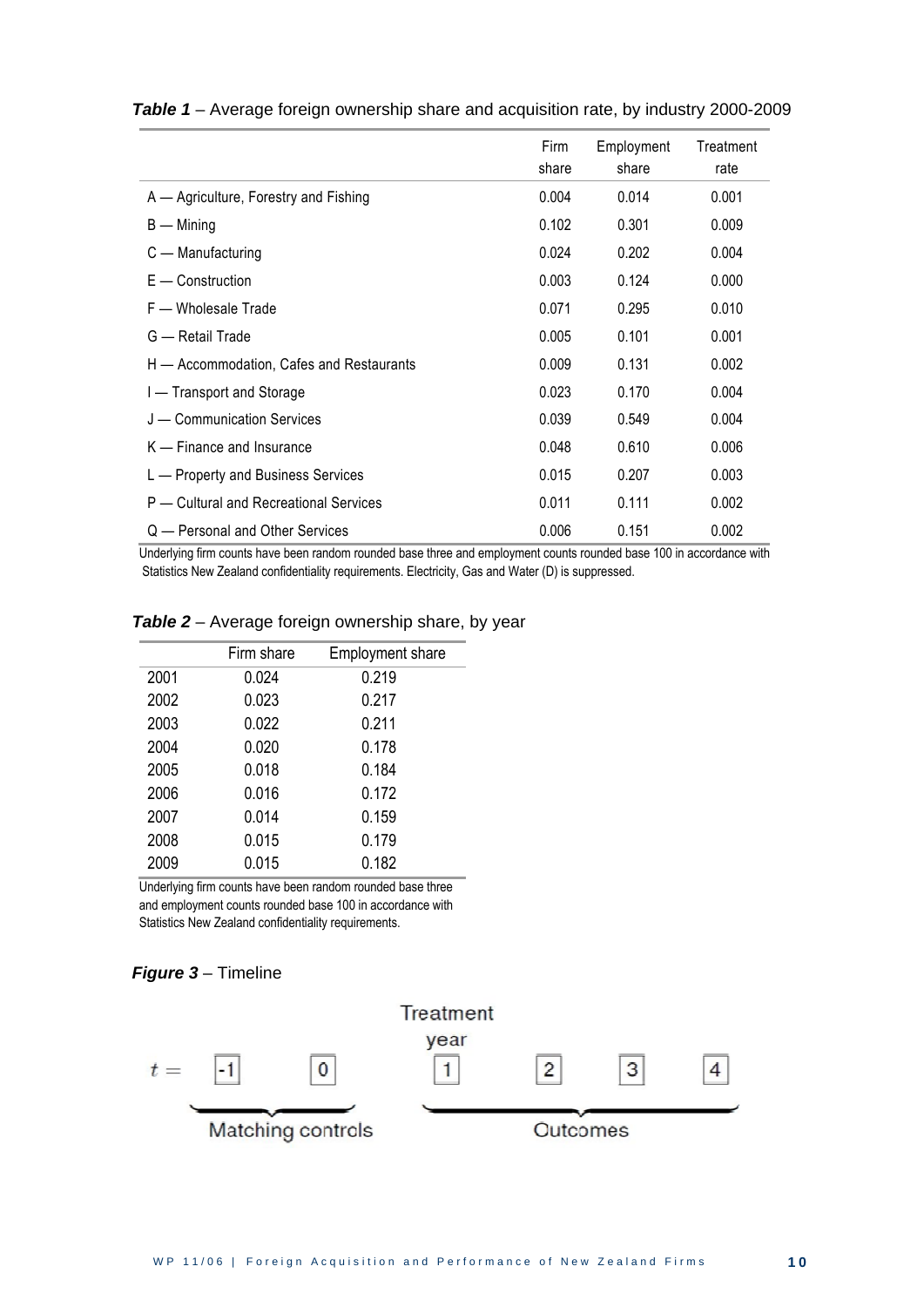***Table 1*** – Average foreign ownership share and acquisition rate, by industry 2000-2009

| | Firm share | Employment share | Treatment rate |
|---|---|---|---|
| A — Agriculture, Forestry and Fishing | 0.004 | 0.014 | 0.001 |
| B — Mining | 0.102 | 0.301 | 0.009 |
| C — Manufacturing | 0.024 | 0.202 | 0.004 |
| E — Construction | 0.003 | 0.124 | 0.000 |
| F — Wholesale Trade | 0.071 | 0.295 | 0.010 |
| G — Retail Trade | 0.005 | 0.101 | 0.001 |
| H — Accommodation, Cafes and Restaurants | 0.009 | 0.131 | 0.002 |
| I — Transport and Storage | 0.023 | 0.170 | 0.004 |
| J — Communication Services | 0.039 | 0.549 | 0.004 |
| K — Finance and Insurance | 0.048 | 0.610 | 0.006 |
| L — Property and Business Services | 0.015 | 0.207 | 0.003 |
| P — Cultural and Recreational Services | 0.011 | 0.111 | 0.002 |
| Q — Personal and Other Services | 0.006 | 0.151 | 0.002 |

Underlying firm counts have been random rounded base three and employment counts rounded base 100 in accordance with Statistics New Zealand confidentiality requirements. Electricity, Gas and Water (D) is suppressed.

***Table 2*** – Average foreign ownership share, by year

| | Firm share | Employment share |
|---|---|---|
| 2001 | 0.024 | 0.219 |
| 2002 | 0.023 | 0.217 |
| 2003 | 0.022 | 0.211 |
| 2004 | 0.020 | 0.178 |
| 2005 | 0.018 | 0.184 |
| 2006 | 0.016 | 0.172 |
| 2007 | 0.014 | 0.159 |
| 2008 | 0.015 | 0.179 |
| 2009 | 0.015 | 0.182 |

Underlying firm counts have been random rounded base three and employment counts rounded base 100 in accordance with Statistics New Zealand confidentiality requirements.

***Figure 3*** – Timeline

$t =$ -1, 0 (Matching controls); 1 (Treatment year), 2, 3, 4 (Outcomes)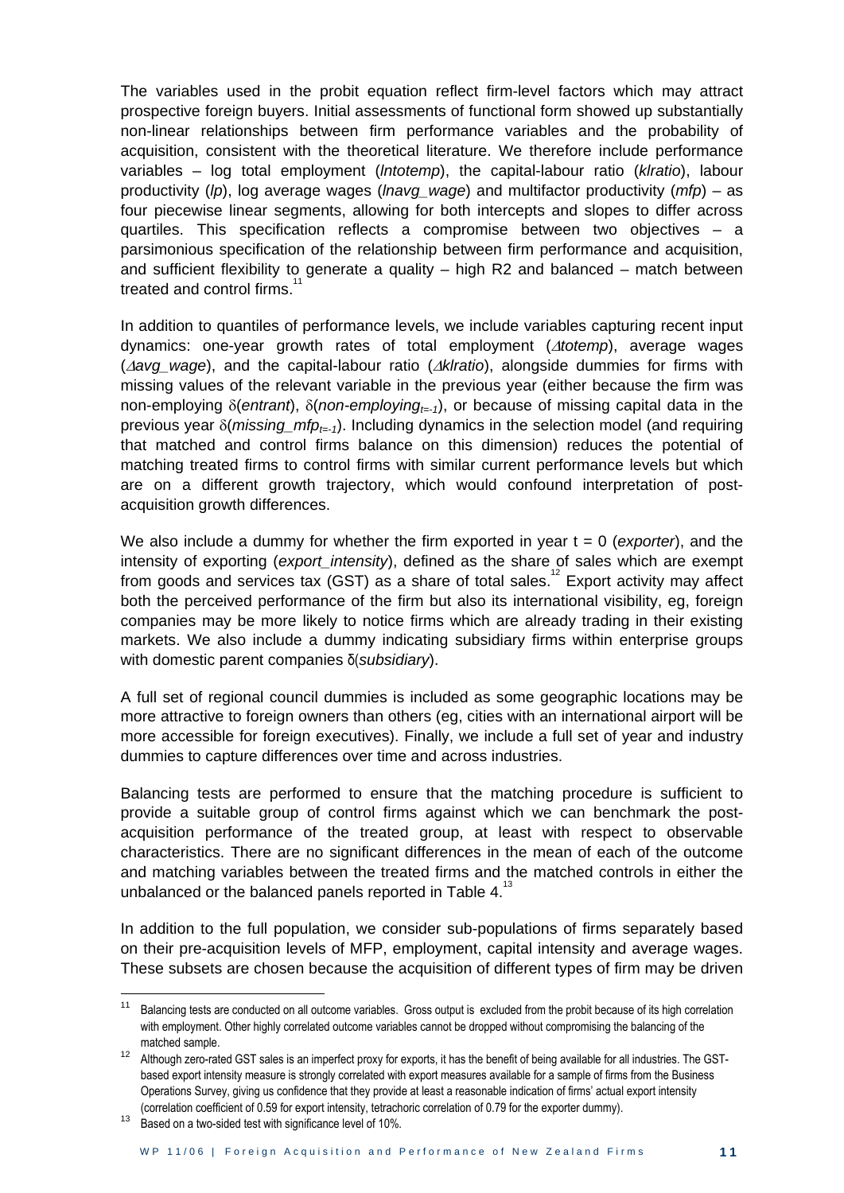The variables used in the probit equation reflect firm-level factors which may attract prospective foreign buyers. Initial assessments of functional form showed up substantially non-linear relationships between firm performance variables and the probability of acquisition, consistent with the theoretical literature. We therefore include performance variables – log total employment (*lntotemp*), the capital-labour ratio (*klratio*), labour productivity (*lp*), log average wages (*lnavg_wage*) and multifactor productivity (*mfp*) – as four piecewise linear segments, allowing for both intercepts and slopes to differ across quartiles. This specification reflects a compromise between two objectives – a parsimonious specification of the relationship between firm performance and acquisition, and sufficient flexibility to generate a quality – high R2 and balanced – match between treated and control firms.[11]

In addition to quantiles of performance levels, we include variables capturing recent input dynamics: one-year growth rates of total employment ($\Delta$*totemp*), average wages ($\Delta$*avg_wage*), and the capital-labour ratio ($\Delta$*klratio*), alongside dummies for firms with missing values of the relevant variable in the previous year (either because the firm was non-employing $\delta$(*entrant*), $\delta$(*non-employing*$_{t=-1}$), or because of missing capital data in the previous year $\delta$(*missing_mfp*$_{t=-1}$). Including dynamics in the selection model (and requiring that matched and control firms balance on this dimension) reduces the potential of matching treated firms to control firms with similar current performance levels but which are on a different growth trajectory, which would confound interpretation of post-acquisition growth differences.

We also include a dummy for whether the firm exported in year t = 0 (*exporter*), and the intensity of exporting (*export_intensity*), defined as the share of sales which are exempt from goods and services tax (GST) as a share of total sales.[12] Export activity may affect both the perceived performance of the firm but also its international visibility, eg, foreign companies may be more likely to notice firms which are already trading in their existing markets. We also include a dummy indicating subsidiary firms within enterprise groups with domestic parent companies δ(*subsidiary*).

A full set of regional council dummies is included as some geographic locations may be more attractive to foreign owners than others (eg, cities with an international airport will be more accessible for foreign executives). Finally, we include a full set of year and industry dummies to capture differences over time and across industries.

Balancing tests are performed to ensure that the matching procedure is sufficient to provide a suitable group of control firms against which we can benchmark the post-acquisition performance of the treated group, at least with respect to observable characteristics. There are no significant differences in the mean of each of the outcome and matching variables between the treated firms and the matched controls in either the unbalanced or the balanced panels reported in Table 4.[13]

In addition to the full population, we consider sub-populations of firms separately based on their pre-acquisition levels of MFP, employment, capital intensity and average wages. These subsets are chosen because the acquisition of different types of firm may be driven

---

[11] Balancing tests are conducted on all outcome variables. Gross output is excluded from the probit because of its high correlation with employment. Other highly correlated outcome variables cannot be dropped without compromising the balancing of the matched sample.

[12] Although zero-rated GST sales is an imperfect proxy for exports, it has the benefit of being available for all industries. The GST-based export intensity measure is strongly correlated with export measures available for a sample of firms from the Business Operations Survey, giving us confidence that they provide at least a reasonable indication of firms' actual export intensity (correlation coefficient of 0.59 for export intensity, tetrachoric correlation of 0.79 for the exporter dummy).

[13] Based on a two-sided test with significance level of 10%.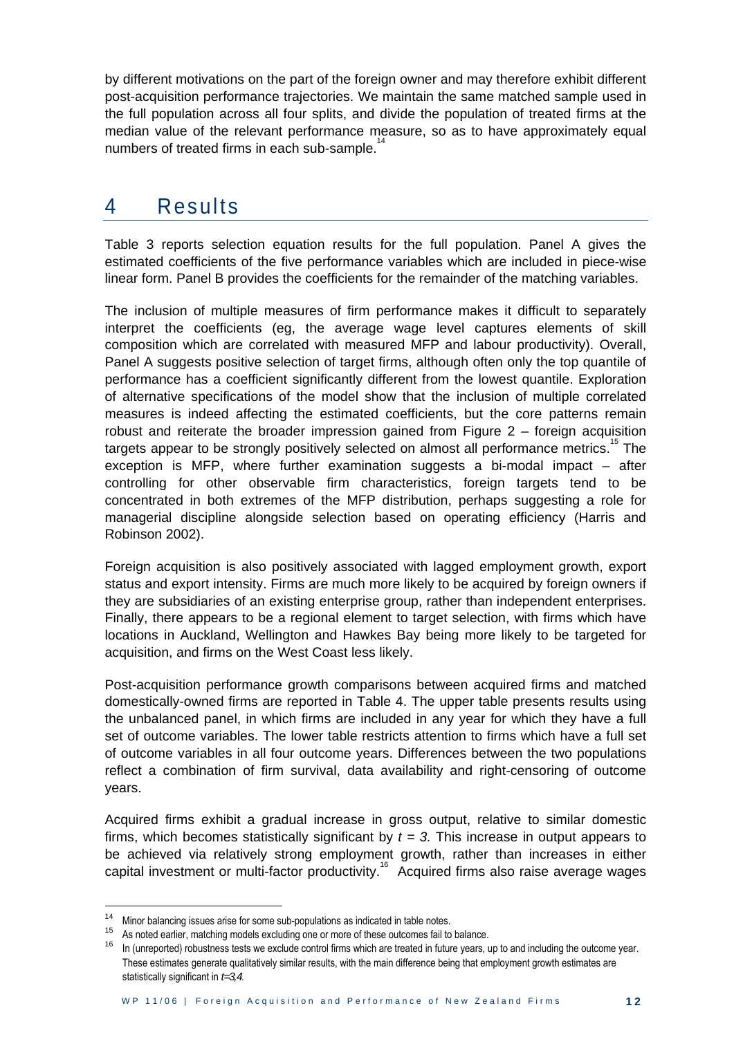by different motivations on the part of the foreign owner and may therefore exhibit different post-acquisition performance trajectories. We maintain the same matched sample used in the full population across all four splits, and divide the population of treated firms at the median value of the relevant performance measure, so as to have approximately equal numbers of treated firms in each sub-sample.[14]

# 4 Results

Table 3 reports selection equation results for the full population. Panel A gives the estimated coefficients of the five performance variables which are included in piece-wise linear form. Panel B provides the coefficients for the remainder of the matching variables.

The inclusion of multiple measures of firm performance makes it difficult to separately interpret the coefficients (eg, the average wage level captures elements of skill composition which are correlated with measured MFP and labour productivity). Overall, Panel A suggests positive selection of target firms, although often only the top quantile of performance has a coefficient significantly different from the lowest quantile. Exploration of alternative specifications of the model show that the inclusion of multiple correlated measures is indeed affecting the estimated coefficients, but the core patterns remain robust and reiterate the broader impression gained from Figure 2 – foreign acquisition targets appear to be strongly positively selected on almost all performance metrics.[15] The exception is MFP, where further examination suggests a bi-modal impact – after controlling for other observable firm characteristics, foreign targets tend to be concentrated in both extremes of the MFP distribution, perhaps suggesting a role for managerial discipline alongside selection based on operating efficiency (Harris and Robinson 2002).

Foreign acquisition is also positively associated with lagged employment growth, export status and export intensity. Firms are much more likely to be acquired by foreign owners if they are subsidiaries of an existing enterprise group, rather than independent enterprises. Finally, there appears to be a regional element to target selection, with firms which have locations in Auckland, Wellington and Hawkes Bay being more likely to be targeted for acquisition, and firms on the West Coast less likely.

Post-acquisition performance growth comparisons between acquired firms and matched domestically-owned firms are reported in Table 4. The upper table presents results using the unbalanced panel, in which firms are included in any year for which they have a full set of outcome variables. The lower table restricts attention to firms which have a full set of outcome variables in all four outcome years. Differences between the two populations reflect a combination of firm survival, data availability and right-censoring of outcome years.

Acquired firms exhibit a gradual increase in gross output, relative to similar domestic firms, which becomes statistically significant by $t = 3$. This increase in output appears to be achieved via relatively strong employment growth, rather than increases in either capital investment or multi-factor productivity.[16] Acquired firms also raise average wages

---

[14] Minor balancing issues arise for some sub-populations as indicated in table notes.

[15] As noted earlier, matching models excluding one or more of these outcomes fail to balance.

[16] In (unreported) robustness tests we exclude control firms which are treated in future years, up to and including the outcome year. These estimates generate qualitatively similar results, with the main difference being that employment growth estimates are statistically significant in $t=3,4$.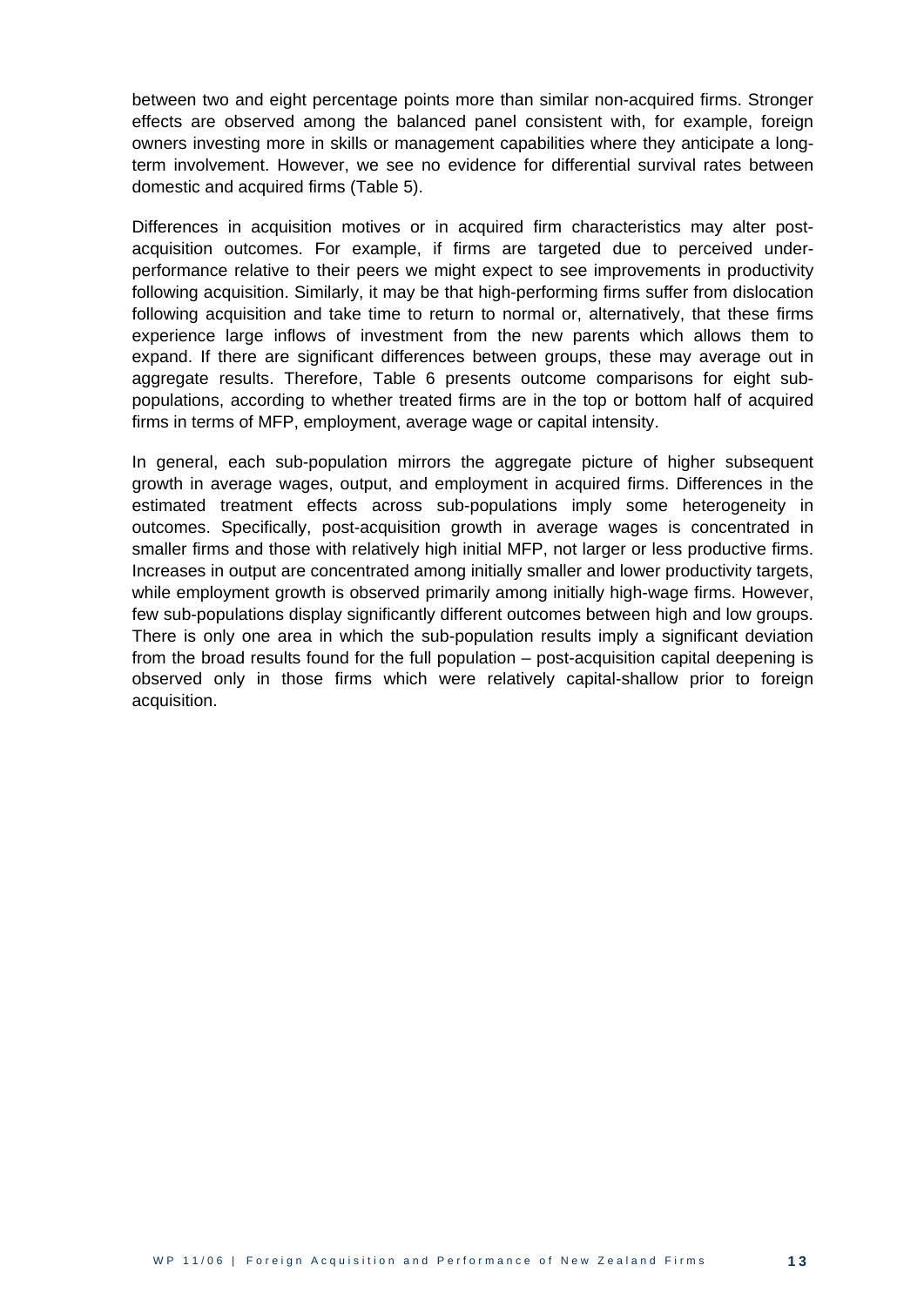between two and eight percentage points more than similar non-acquired firms. Stronger effects are observed among the balanced panel consistent with, for example, foreign owners investing more in skills or management capabilities where they anticipate a long-term involvement. However, we see no evidence for differential survival rates between domestic and acquired firms (Table 5).

Differences in acquisition motives or in acquired firm characteristics may alter post-acquisition outcomes. For example, if firms are targeted due to perceived under-performance relative to their peers we might expect to see improvements in productivity following acquisition. Similarly, it may be that high-performing firms suffer from dislocation following acquisition and take time to return to normal or, alternatively, that these firms experience large inflows of investment from the new parents which allows them to expand. If there are significant differences between groups, these may average out in aggregate results. Therefore, Table 6 presents outcome comparisons for eight sub-populations, according to whether treated firms are in the top or bottom half of acquired firms in terms of MFP, employment, average wage or capital intensity.

In general, each sub-population mirrors the aggregate picture of higher subsequent growth in average wages, output, and employment in acquired firms. Differences in the estimated treatment effects across sub-populations imply some heterogeneity in outcomes. Specifically, post-acquisition growth in average wages is concentrated in smaller firms and those with relatively high initial MFP, not larger or less productive firms. Increases in output are concentrated among initially smaller and lower productivity targets, while employment growth is observed primarily among initially high-wage firms. However, few sub-populations display significantly different outcomes between high and low groups. There is only one area in which the sub-population results imply a significant deviation from the broad results found for the full population – post-acquisition capital deepening is observed only in those firms which were relatively capital-shallow prior to foreign acquisition.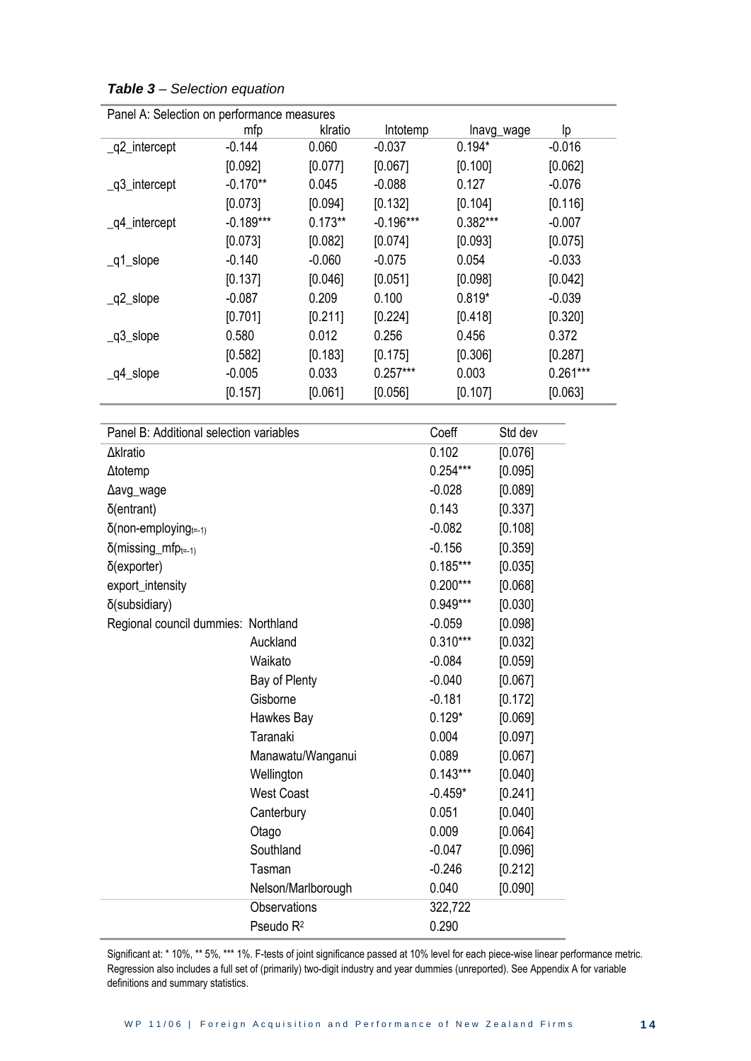***Table 3** – Selection equation*

| Panel A: Selection on performance measures | mfp | klratio | lntotemp | lnavg_wage | lp |
|---|---|---|---|---|---|
| _q2_intercept | -0.144 | 0.060 | -0.037 | 0.194* | -0.016 |
| | [0.092] | [0.077] | [0.067] | [0.100] | [0.062] |
| _q3_intercept | -0.170** | 0.045 | -0.088 | 0.127 | -0.076 |
| | [0.073] | [0.094] | [0.132] | [0.104] | [0.116] |
| _q4_intercept | -0.189*** | 0.173** | -0.196*** | 0.382*** | -0.007 |
| | [0.073] | [0.082] | [0.074] | [0.093] | [0.075] |
| _q1_slope | -0.140 | -0.060 | -0.075 | 0.054 | -0.033 |
| | [0.137] | [0.046] | [0.051] | [0.098] | [0.042] |
| _q2_slope | -0.087 | 0.209 | 0.100 | 0.819* | -0.039 |
| | [0.701] | [0.211] | [0.224] | [0.418] | [0.320] |
| _q3_slope | 0.580 | 0.012 | 0.256 | 0.456 | 0.372 |
| | [0.582] | [0.183] | [0.175] | [0.306] | [0.287] |
| _q4_slope | -0.005 | 0.033 | 0.257*** | 0.003 | 0.261*** |
| | [0.157] | [0.061] | [0.056] | [0.107] | [0.063] |

| Panel B: Additional selection variables | | Coeff | Std dev |
|---|---|---|---|
| Δklratio | | 0.102 | [0.076] |
| Δtotemp | | 0.254*** | [0.095] |
| Δavg_wage | | -0.028 | [0.089] |
| δ(entrant) | | 0.143 | [0.337] |
| δ(non-employing$_{t=-1}$) | | -0.082 | [0.108] |
| δ(missing_mfp$_{t=-1}$) | | -0.156 | [0.359] |
| δ(exporter) | | 0.185*** | [0.035] |
| export_intensity | | 0.200*** | [0.068] |
| δ(subsidiary) | | 0.949*** | [0.030] |
| Regional council dummies: | Northland | -0.059 | [0.098] |
| | Auckland | 0.310*** | [0.032] |
| | Waikato | -0.084 | [0.059] |
| | Bay of Plenty | -0.040 | [0.067] |
| | Gisborne | -0.181 | [0.172] |
| | Hawkes Bay | 0.129* | [0.069] |
| | Taranaki | 0.004 | [0.097] |
| | Manawatu/Wanganui | 0.089 | [0.067] |
| | Wellington | 0.143*** | [0.040] |
| | West Coast | -0.459* | [0.241] |
| | Canterbury | 0.051 | [0.040] |
| | Otago | 0.009 | [0.064] |
| | Southland | -0.047 | [0.096] |
| | Tasman | -0.246 | [0.212] |
| | Nelson/Marlborough | 0.040 | [0.090] |
| | Observations | 322,722 | |
| | Pseudo $R^2$ | 0.290 | |

Significant at: * 10%, ** 5%, *** 1%. F-tests of joint significance passed at 10% level for each piece-wise linear performance metric. Regression also includes a full set of (primarily) two-digit industry and year dummies (unreported). See Appendix A for variable definitions and summary statistics.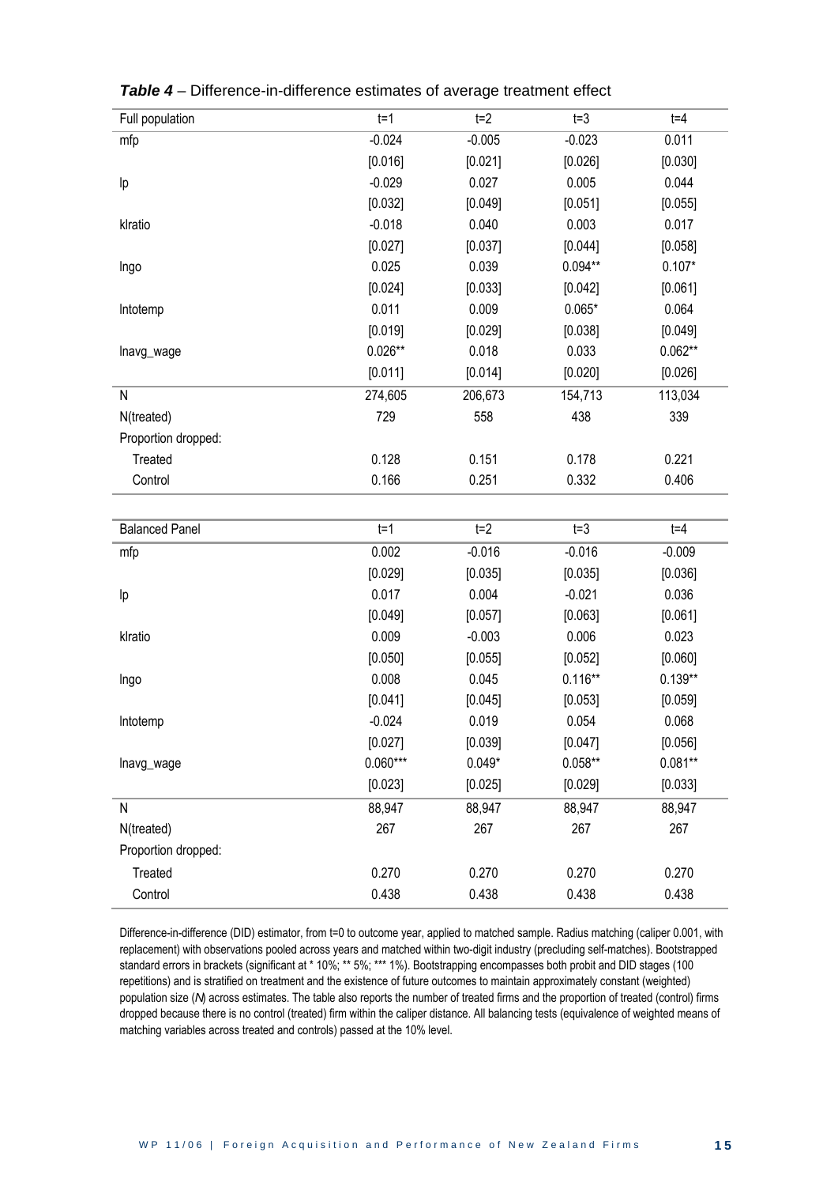***Table 4*** – Difference-in-difference estimates of average treatment effect

| Full population | t=1 | t=2 | t=3 | t=4 |
|---|---|---|---|---|
| mfp | -0.024 | -0.005 | -0.023 | 0.011 |
| | [0.016] | [0.021] | [0.026] | [0.030] |
| lp | -0.029 | 0.027 | 0.005 | 0.044 |
| | [0.032] | [0.049] | [0.051] | [0.055] |
| klratio | -0.018 | 0.040 | 0.003 | 0.017 |
| | [0.027] | [0.037] | [0.044] | [0.058] |
| lngo | 0.025 | 0.039 | 0.094** | 0.107* |
| | [0.024] | [0.033] | [0.042] | [0.061] |
| lntotemp | 0.011 | 0.009 | 0.065* | 0.064 |
| | [0.019] | [0.029] | [0.038] | [0.049] |
| lnavg_wage | 0.026** | 0.018 | 0.033 | 0.062** |
| | [0.011] | [0.014] | [0.020] | [0.026] |
| N | 274,605 | 206,673 | 154,713 | 113,034 |
| N(treated) | 729 | 558 | 438 | 339 |
| Proportion dropped: | | | | |
| Treated | 0.128 | 0.151 | 0.178 | 0.221 |
| Control | 0.166 | 0.251 | 0.332 | 0.406 |

| Balanced Panel | t=1 | t=2 | t=3 | t=4 |
|---|---|---|---|---|
| mfp | 0.002 | -0.016 | -0.016 | -0.009 |
| | [0.029] | [0.035] | [0.035] | [0.036] |
| lp | 0.017 | 0.004 | -0.021 | 0.036 |
| | [0.049] | [0.057] | [0.063] | [0.061] |
| klratio | 0.009 | -0.003 | 0.006 | 0.023 |
| | [0.050] | [0.055] | [0.052] | [0.060] |
| lngo | 0.008 | 0.045 | 0.116** | 0.139** |
| | [0.041] | [0.045] | [0.053] | [0.059] |
| lntotemp | -0.024 | 0.019 | 0.054 | 0.068 |
| | [0.027] | [0.039] | [0.047] | [0.056] |
| lnavg_wage | 0.060*** | 0.049* | 0.058** | 0.081** |
| | [0.023] | [0.025] | [0.029] | [0.033] |
| N | 88,947 | 88,947 | 88,947 | 88,947 |
| N(treated) | 267 | 267 | 267 | 267 |
| Proportion dropped: | | | | |
| Treated | 0.270 | 0.270 | 0.270 | 0.270 |
| Control | 0.438 | 0.438 | 0.438 | 0.438 |

Difference-in-difference (DID) estimator, from t=0 to outcome year, applied to matched sample. Radius matching (caliper 0.001, with replacement) with observations pooled across years and matched within two-digit industry (precluding self-matches). Bootstrapped standard errors in brackets (significant at * 10%; ** 5%; *** 1%). Bootstrapping encompasses both probit and DID stages (100 repetitions) and is stratified on treatment and the existence of future outcomes to maintain approximately constant (weighted) population size (*N*) across estimates. The table also reports the number of treated firms and the proportion of treated (control) firms dropped because there is no control (treated) firm within the caliper distance. All balancing tests (equivalence of weighted means of matching variables across treated and controls) passed at the 10% level.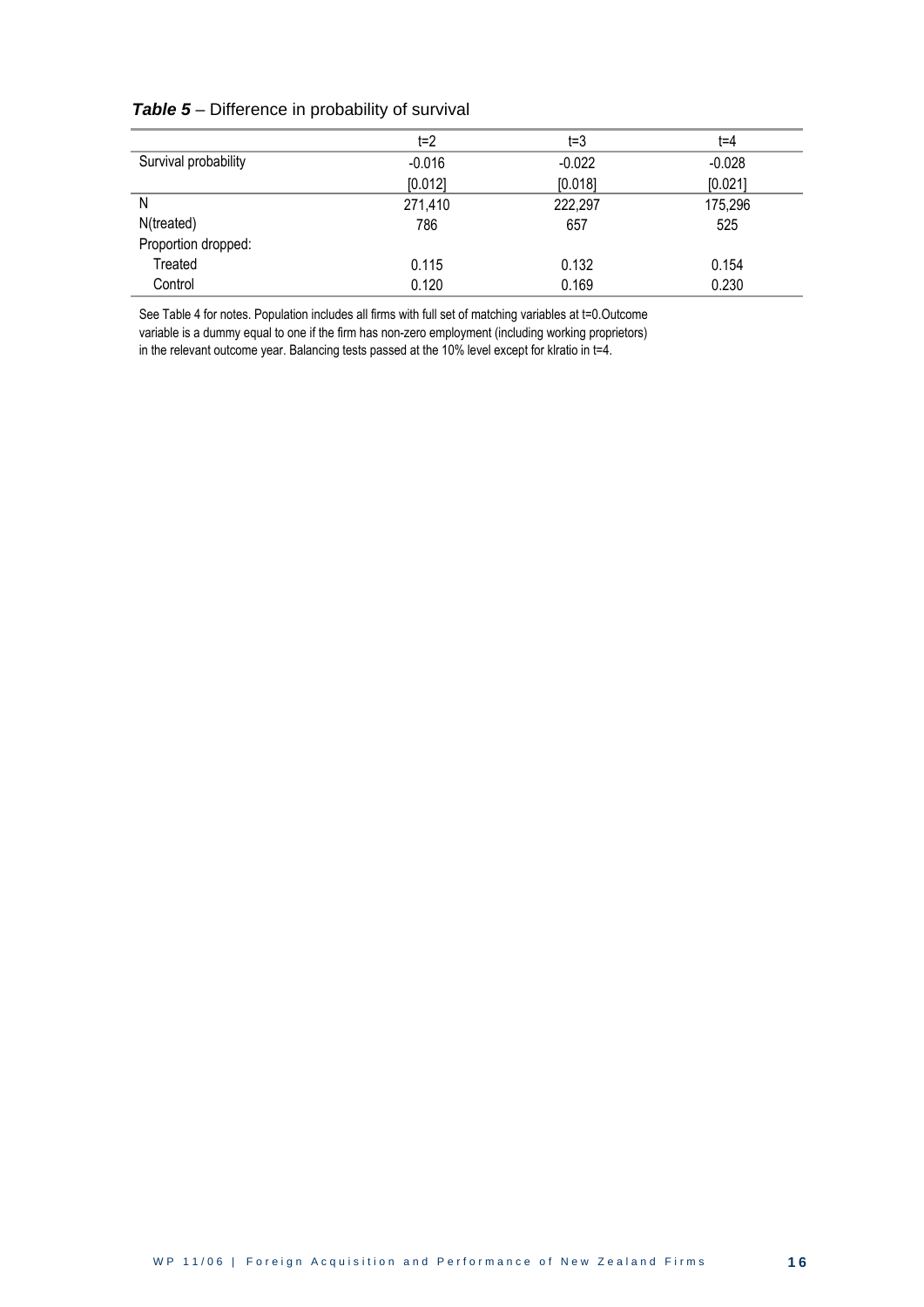***Table 5*** – Difference in probability of survival

| | t=2 | t=3 | t=4 |
|---|---|---|---|
| Survival probability | -0.016 | -0.022 | -0.028 |
| | [0.012] | [0.018] | [0.021] |
| N | 271,410 | 222,297 | 175,296 |
| N(treated) | 786 | 657 | 525 |
| Proportion dropped: | | | |
| Treated | 0.115 | 0.132 | 0.154 |
| Control | 0.120 | 0.169 | 0.230 |

See Table 4 for notes. Population includes all firms with full set of matching variables at t=0.Outcome variable is a dummy equal to one if the firm has non-zero employment (including working proprietors) in the relevant outcome year. Balancing tests passed at the 10% level except for klratio in t=4.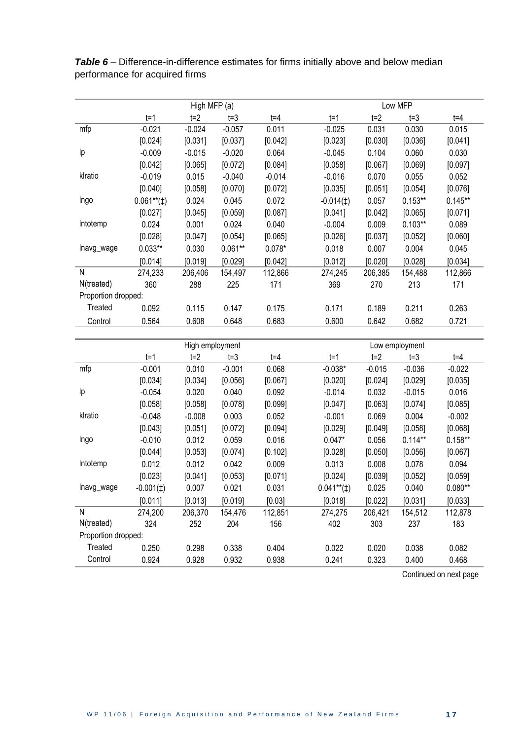***Table 6*** – Difference-in-difference estimates for firms initially above and below median performance for acquired firms

| | High MFP (a) | | | | Low MFP | | | |
|---|---|---|---|---|---|---|---|---|
| | t=1 | t=2 | t=3 | t=4 | t=1 | t=2 | t=3 | t=4 |
| mfp | -0.021 | -0.024 | -0.057 | 0.011 | -0.025 | 0.031 | 0.030 | 0.015 |
| | [0.024] | [0.031] | [0.037] | [0.042] | [0.023] | [0.030] | [0.036] | [0.041] |
| lp | -0.009 | -0.015 | -0.020 | 0.064 | -0.045 | 0.104 | 0.060 | 0.030 |
| | [0.042] | [0.065] | [0.072] | [0.084] | [0.058] | [0.067] | [0.069] | [0.097] |
| klratio | -0.019 | 0.015 | -0.040 | -0.014 | -0.016 | 0.070 | 0.055 | 0.052 |
| | [0.040] | [0.058] | [0.070] | [0.072] | [0.035] | [0.051] | [0.054] | [0.076] |
| lngo | 0.061**(‡) | 0.024 | 0.045 | 0.072 | -0.014(‡) | 0.057 | 0.153** | 0.145** |
| | [0.027] | [0.045] | [0.059] | [0.087] | [0.041] | [0.042] | [0.065] | [0.071] |
| lntotemp | 0.024 | 0.001 | 0.024 | 0.040 | -0.004 | 0.009 | 0.103** | 0.089 |
| | [0.028] | [0.047] | [0.054] | [0.065] | [0.026] | [0.037] | [0.052] | [0.060] |
| lnavg_wage | 0.033** | 0.030 | 0.061** | 0.078* | 0.018 | 0.007 | 0.004 | 0.045 |
| | [0.014] | [0.019] | [0.029] | [0.042] | [0.012] | [0.020] | [0.028] | [0.034] |
| N | 274,233 | 206,406 | 154,497 | 112,866 | 274,245 | 206,385 | 154,488 | 112,866 |
| N(treated) | 360 | 288 | 225 | 171 | 369 | 270 | 213 | 171 |
| Proportion dropped: | | | | | | | | |
| Treated | 0.092 | 0.115 | 0.147 | 0.175 | 0.171 | 0.189 | 0.211 | 0.263 |
| Control | 0.564 | 0.608 | 0.648 | 0.683 | 0.600 | 0.642 | 0.682 | 0.721 |

| | High employment | | | | Low employment | | | |
|---|---|---|---|---|---|---|---|---|
| | t=1 | t=2 | t=3 | t=4 | t=1 | t=2 | t=3 | t=4 |
| mfp | -0.001 | 0.010 | -0.001 | 0.068 | -0.038* | -0.015 | -0.036 | -0.022 |
| | [0.034] | [0.034] | [0.056] | [0.067] | [0.020] | [0.024] | [0.029] | [0.035] |
| lp | -0.054 | 0.020 | 0.040 | 0.092 | -0.014 | 0.032 | -0.015 | 0.016 |
| | [0.058] | [0.058] | [0.078] | [0.099] | [0.047] | [0.063] | [0.074] | [0.085] |
| klratio | -0.048 | -0.008 | 0.003 | 0.052 | -0.001 | 0.069 | 0.004 | -0.002 |
| | [0.043] | [0.051] | [0.072] | [0.094] | [0.029] | [0.049] | [0.058] | [0.068] |
| lngo | -0.010 | 0.012 | 0.059 | 0.016 | 0.047* | 0.056 | 0.114** | 0.158** |
| | [0.044] | [0.053] | [0.074] | [0.102] | [0.028] | [0.050] | [0.056] | [0.067] |
| lntotemp | 0.012 | 0.012 | 0.042 | 0.009 | 0.013 | 0.008 | 0.078 | 0.094 |
| | [0.023] | [0.041] | [0.053] | [0.071] | [0.024] | [0.039] | [0.052] | [0.059] |
| lnavg_wage | -0.001(‡) | 0.007 | 0.021 | 0.031 | 0.041**(‡) | 0.025 | 0.040 | 0.080** |
| | [0.011] | [0.013] | [0.019] | [0.03] | [0.018] | [0.022] | [0.031] | [0.033] |
| N | 274,200 | 206,370 | 154,476 | 112,851 | 274,275 | 206,421 | 154,512 | 112,878 |
| N(treated) | 324 | 252 | 204 | 156 | 402 | 303 | 237 | 183 |
| Proportion dropped: | | | | | | | | |
| Treated | 0.250 | 0.298 | 0.338 | 0.404 | 0.022 | 0.020 | 0.038 | 0.082 |
| Control | 0.924 | 0.928 | 0.932 | 0.938 | 0.241 | 0.323 | 0.400 | 0.468 |

Continued on next page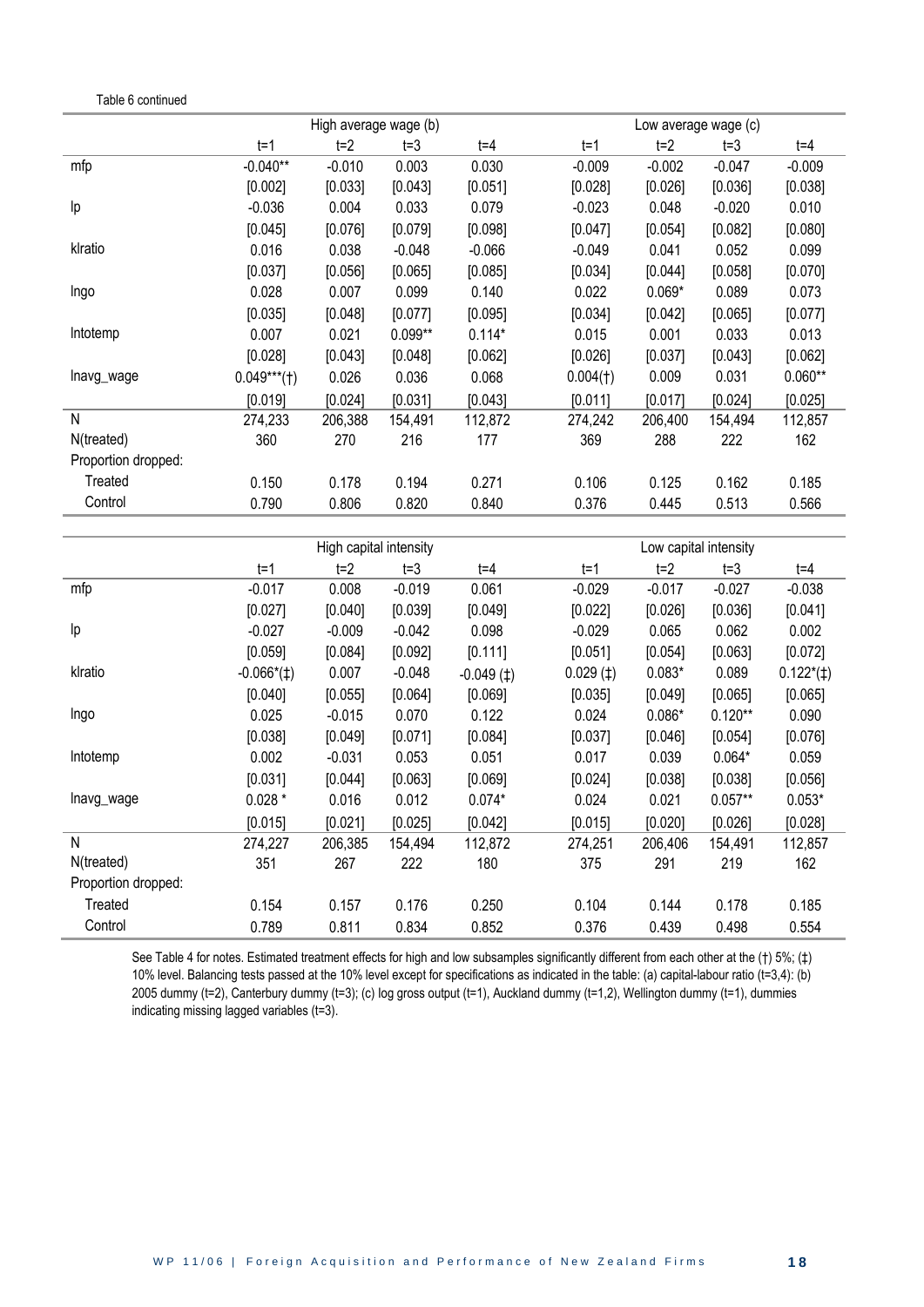Table 6 continued

| | High average wage (b) | | | | Low average wage (c) | | | |
|---|---|---|---|---|---|---|---|---|
| | t=1 | t=2 | t=3 | t=4 | t=1 | t=2 | t=3 | t=4 |
| mfp | -0.040** | -0.010 | 0.003 | 0.030 | -0.009 | -0.002 | -0.047 | -0.009 |
| | [0.002] | [0.033] | [0.043] | [0.051] | [0.028] | [0.026] | [0.036] | [0.038] |
| lp | -0.036 | 0.004 | 0.033 | 0.079 | -0.023 | 0.048 | -0.020 | 0.010 |
| | [0.045] | [0.076] | [0.079] | [0.098] | [0.047] | [0.054] | [0.082] | [0.080] |
| klratio | 0.016 | 0.038 | -0.048 | -0.066 | -0.049 | 0.041 | 0.052 | 0.099 |
| | [0.037] | [0.056] | [0.065] | [0.085] | [0.034] | [0.044] | [0.058] | [0.070] |
| lngo | 0.028 | 0.007 | 0.099 | 0.140 | 0.022 | 0.069* | 0.089 | 0.073 |
| | [0.035] | [0.048] | [0.077] | [0.095] | [0.034] | [0.042] | [0.065] | [0.077] |
| lntotemp | 0.007 | 0.021 | 0.099** | 0.114* | 0.015 | 0.001 | 0.033 | 0.013 |
| | [0.028] | [0.043] | [0.048] | [0.062] | [0.026] | [0.037] | [0.043] | [0.062] |
| lnavg_wage | 0.049***(†) | 0.026 | 0.036 | 0.068 | 0.004(†) | 0.009 | 0.031 | 0.060** |
| | [0.019] | [0.024] | [0.031] | [0.043] | [0.011] | [0.017] | [0.024] | [0.025] |
| N | 274,233 | 206,388 | 154,491 | 112,872 | 274,242 | 206,400 | 154,494 | 112,857 |
| N(treated) | 360 | 270 | 216 | 177 | 369 | 288 | 222 | 162 |
| Proportion dropped: | | | | | | | | |
| Treated | 0.150 | 0.178 | 0.194 | 0.271 | 0.106 | 0.125 | 0.162 | 0.185 |
| Control | 0.790 | 0.806 | 0.820 | 0.840 | 0.376 | 0.445 | 0.513 | 0.566 |

| | High capital intensity | | | | Low capital intensity | | | |
|---|---|---|---|---|---|---|---|---|
| | t=1 | t=2 | t=3 | t=4 | t=1 | t=2 | t=3 | t=4 |
| mfp | -0.017 | 0.008 | -0.019 | 0.061 | -0.029 | -0.017 | -0.027 | -0.038 |
| | [0.027] | [0.040] | [0.039] | [0.049] | [0.022] | [0.026] | [0.036] | [0.041] |
| lp | -0.027 | -0.009 | -0.042 | 0.098 | -0.029 | 0.065 | 0.062 | 0.002 |
| | [0.059] | [0.084] | [0.092] | [0.111] | [0.051] | [0.054] | [0.063] | [0.072] |
| klratio | -0.066*(‡) | 0.007 | -0.048 | -0.049 (‡) | 0.029 (‡) | 0.083* | 0.089 | 0.122*(‡) |
| | [0.040] | [0.055] | [0.064] | [0.069] | [0.035] | [0.049] | [0.065] | [0.065] |
| lngo | 0.025 | -0.015 | 0.070 | 0.122 | 0.024 | 0.086* | 0.120** | 0.090 |
| | [0.038] | [0.049] | [0.071] | [0.084] | [0.037] | [0.046] | [0.054] | [0.076] |
| lntotemp | 0.002 | -0.031 | 0.053 | 0.051 | 0.017 | 0.039 | 0.064* | 0.059 |
| | [0.031] | [0.044] | [0.063] | [0.069] | [0.024] | [0.038] | [0.038] | [0.056] |
| lnavg_wage | 0.028 * | 0.016 | 0.012 | 0.074* | 0.024 | 0.021 | 0.057** | 0.053* |
| | [0.015] | [0.021] | [0.025] | [0.042] | [0.015] | [0.020] | [0.026] | [0.028] |
| N | 274,227 | 206,385 | 154,494 | 112,872 | 274,251 | 206,406 | 154,491 | 112,857 |
| N(treated) | 351 | 267 | 222 | 180 | 375 | 291 | 219 | 162 |
| Proportion dropped: | | | | | | | | |
| Treated | 0.154 | 0.157 | 0.176 | 0.250 | 0.104 | 0.144 | 0.178 | 0.185 |
| Control | 0.789 | 0.811 | 0.834 | 0.852 | 0.376 | 0.439 | 0.498 | 0.554 |

See Table 4 for notes. Estimated treatment effects for high and low subsamples significantly different from each other at the (†) 5%; (‡) 10% level. Balancing tests passed at the 10% level except for specifications as indicated in the table: (a) capital-labour ratio (t=3,4): (b) 2005 dummy (t=2), Canterbury dummy (t=3); (c) log gross output (t=1), Auckland dummy (t=1,2), Wellington dummy (t=1), dummies indicating missing lagged variables (t=3).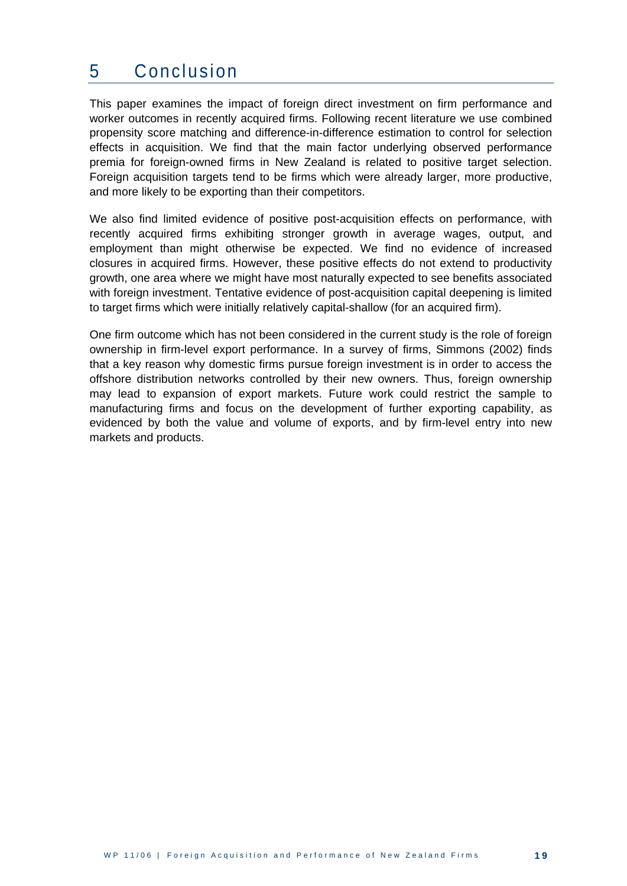# 5 Conclusion

This paper examines the impact of foreign direct investment on firm performance and worker outcomes in recently acquired firms. Following recent literature we use combined propensity score matching and difference-in-difference estimation to control for selection effects in acquisition. We find that the main factor underlying observed performance premia for foreign-owned firms in New Zealand is related to positive target selection. Foreign acquisition targets tend to be firms which were already larger, more productive, and more likely to be exporting than their competitors.

We also find limited evidence of positive post-acquisition effects on performance, with recently acquired firms exhibiting stronger growth in average wages, output, and employment than might otherwise be expected. We find no evidence of increased closures in acquired firms. However, these positive effects do not extend to productivity growth, one area where we might have most naturally expected to see benefits associated with foreign investment. Tentative evidence of post-acquisition capital deepening is limited to target firms which were initially relatively capital-shallow (for an acquired firm).

One firm outcome which has not been considered in the current study is the role of foreign ownership in firm-level export performance. In a survey of firms, Simmons (2002) finds that a key reason why domestic firms pursue foreign investment is in order to access the offshore distribution networks controlled by their new owners. Thus, foreign ownership may lead to expansion of export markets. Future work could restrict the sample to manufacturing firms and focus on the development of further exporting capability, as evidenced by both the value and volume of exports, and by firm-level entry into new markets and products.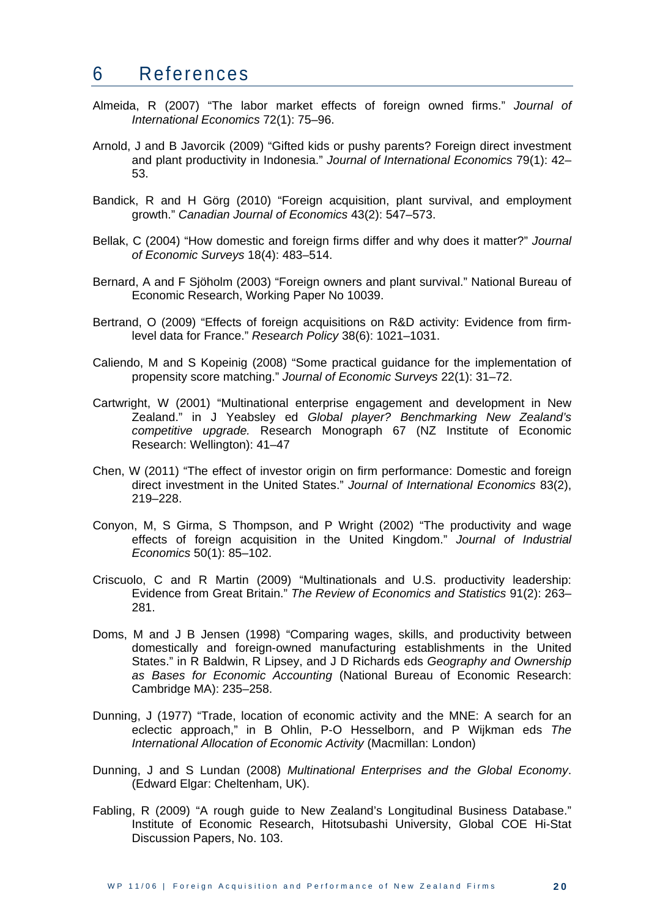# 6 References

Almeida, R (2007) "The labor market effects of foreign owned firms." *Journal of International Economics* 72(1): 75–96.

Arnold, J and B Javorcik (2009) "Gifted kids or pushy parents? Foreign direct investment and plant productivity in Indonesia." *Journal of International Economics* 79(1): 42–53.

Bandick, R and H Görg (2010) "Foreign acquisition, plant survival, and employment growth." *Canadian Journal of Economics* 43(2): 547–573.

Bellak, C (2004) "How domestic and foreign firms differ and why does it matter?" *Journal of Economic Surveys* 18(4): 483–514.

Bernard, A and F Sjöholm (2003) "Foreign owners and plant survival." National Bureau of Economic Research, Working Paper No 10039.

Bertrand, O (2009) "Effects of foreign acquisitions on R&D activity: Evidence from firm-level data for France." *Research Policy* 38(6): 1021–1031.

Caliendo, M and S Kopeinig (2008) "Some practical guidance for the implementation of propensity score matching." *Journal of Economic Surveys* 22(1): 31–72.

Cartwright, W (2001) "Multinational enterprise engagement and development in New Zealand." in J Yeabsley ed *Global player? Benchmarking New Zealand's competitive upgrade.* Research Monograph 67 (NZ Institute of Economic Research: Wellington): 41–47

Chen, W (2011) "The effect of investor origin on firm performance: Domestic and foreign direct investment in the United States." *Journal of International Economics* 83(2), 219–228.

Conyon, M, S Girma, S Thompson, and P Wright (2002) "The productivity and wage effects of foreign acquisition in the United Kingdom." *Journal of Industrial Economics* 50(1): 85–102.

Criscuolo, C and R Martin (2009) "Multinationals and U.S. productivity leadership: Evidence from Great Britain." *The Review of Economics and Statistics* 91(2): 263–281.

Doms, M and J B Jensen (1998) "Comparing wages, skills, and productivity between domestically and foreign-owned manufacturing establishments in the United States." in R Baldwin, R Lipsey, and J D Richards eds *Geography and Ownership as Bases for Economic Accounting* (National Bureau of Economic Research: Cambridge MA): 235–258.

Dunning, J (1977) "Trade, location of economic activity and the MNE: A search for an eclectic approach," in B Ohlin, P-O Hesselborn, and P Wijkman eds *The International Allocation of Economic Activity* (Macmillan: London)

Dunning, J and S Lundan (2008) *Multinational Enterprises and the Global Economy*. (Edward Elgar: Cheltenham, UK).

Fabling, R (2009) "A rough guide to New Zealand's Longitudinal Business Database." Institute of Economic Research, Hitotsubashi University, Global COE Hi-Stat Discussion Papers, No. 103.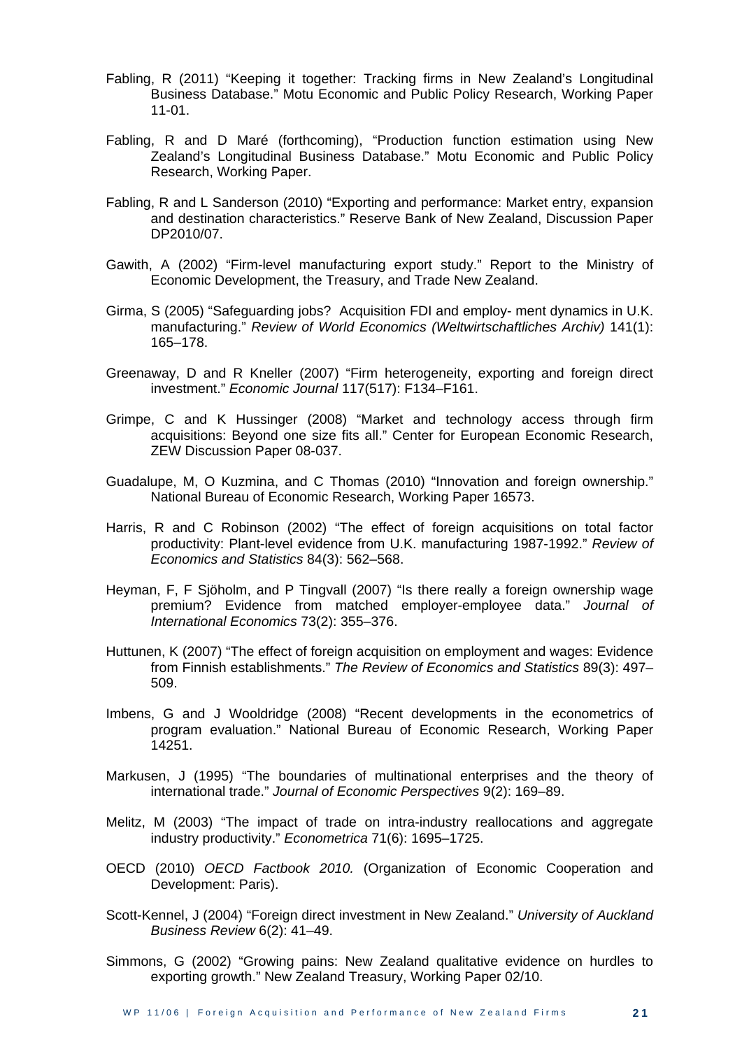Fabling, R (2011) "Keeping it together: Tracking firms in New Zealand's Longitudinal Business Database." Motu Economic and Public Policy Research, Working Paper 11-01.

Fabling, R and D Maré (forthcoming), "Production function estimation using New Zealand's Longitudinal Business Database." Motu Economic and Public Policy Research, Working Paper.

Fabling, R and L Sanderson (2010) "Exporting and performance: Market entry, expansion and destination characteristics." Reserve Bank of New Zealand, Discussion Paper DP2010/07.

Gawith, A (2002) "Firm-level manufacturing export study." Report to the Ministry of Economic Development, the Treasury, and Trade New Zealand.

Girma, S (2005) "Safeguarding jobs? Acquisition FDI and employ- ment dynamics in U.K. manufacturing." *Review of World Economics (Weltwirtschaftliches Archiv)* 141(1): 165–178.

Greenaway, D and R Kneller (2007) "Firm heterogeneity, exporting and foreign direct investment." *Economic Journal* 117(517): F134–F161.

Grimpe, C and K Hussinger (2008) "Market and technology access through firm acquisitions: Beyond one size fits all." Center for European Economic Research, ZEW Discussion Paper 08-037.

Guadalupe, M, O Kuzmina, and C Thomas (2010) "Innovation and foreign ownership." National Bureau of Economic Research, Working Paper 16573.

Harris, R and C Robinson (2002) "The effect of foreign acquisitions on total factor productivity: Plant-level evidence from U.K. manufacturing 1987-1992." *Review of Economics and Statistics* 84(3): 562–568.

Heyman, F, F Sjöholm, and P Tingvall (2007) "Is there really a foreign ownership wage premium? Evidence from matched employer-employee data." *Journal of International Economics* 73(2): 355–376.

Huttunen, K (2007) "The effect of foreign acquisition on employment and wages: Evidence from Finnish establishments." *The Review of Economics and Statistics* 89(3): 497–509.

Imbens, G and J Wooldridge (2008) "Recent developments in the econometrics of program evaluation." National Bureau of Economic Research, Working Paper 14251.

Markusen, J (1995) "The boundaries of multinational enterprises and the theory of international trade." *Journal of Economic Perspectives* 9(2): 169–89.

Melitz, M (2003) "The impact of trade on intra-industry reallocations and aggregate industry productivity." *Econometrica* 71(6): 1695–1725.

OECD (2010) *OECD Factbook 2010.* (Organization of Economic Cooperation and Development: Paris).

Scott-Kennel, J (2004) "Foreign direct investment in New Zealand." *University of Auckland Business Review* 6(2): 41–49.

Simmons, G (2002) "Growing pains: New Zealand qualitative evidence on hurdles to exporting growth." New Zealand Treasury, Working Paper 02/10.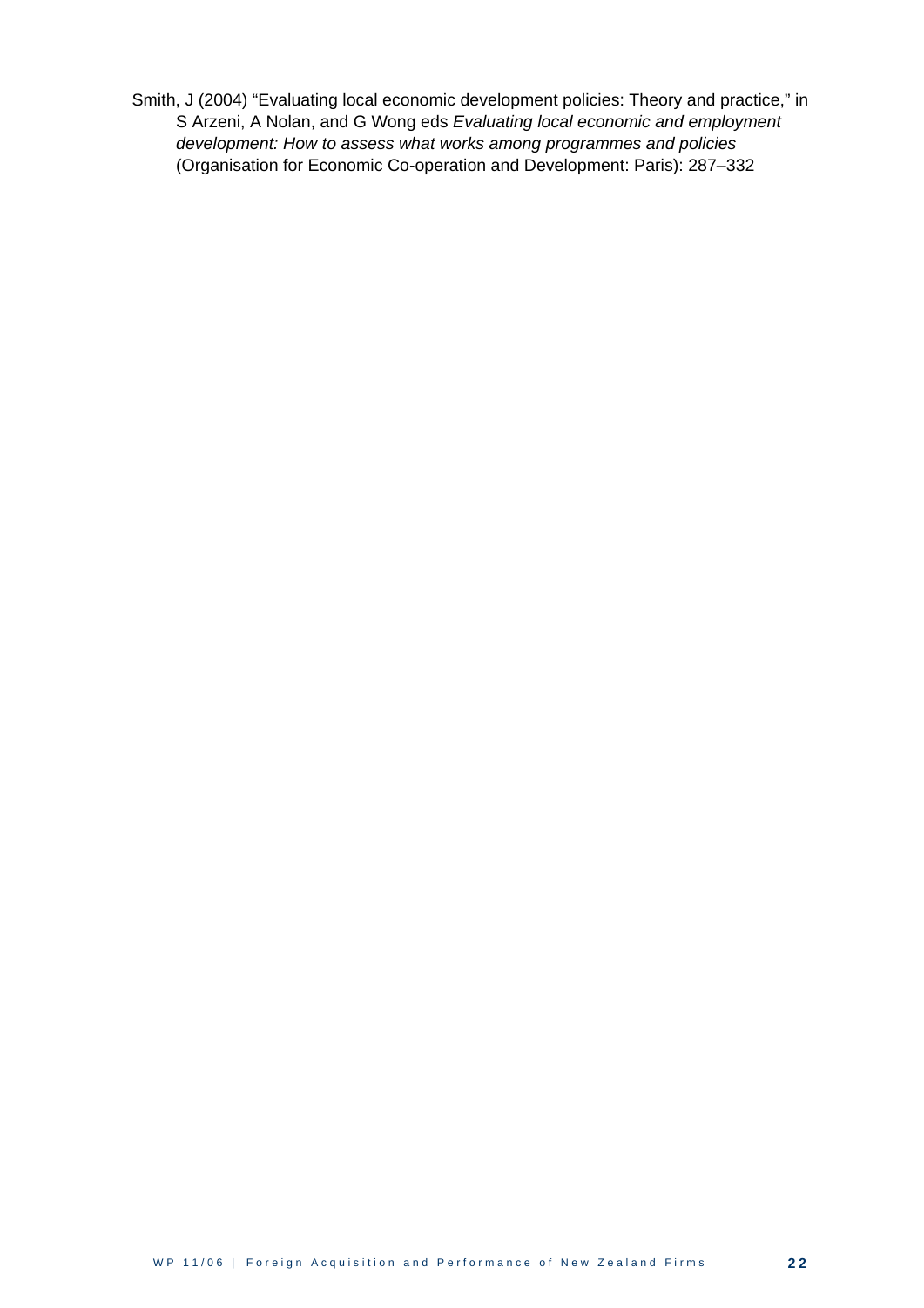Smith, J (2004) "Evaluating local economic development policies: Theory and practice," in S Arzeni, A Nolan, and G Wong eds *Evaluating local economic and employment development: How to assess what works among programmes and policies* (Organisation for Economic Co-operation and Development: Paris): 287–332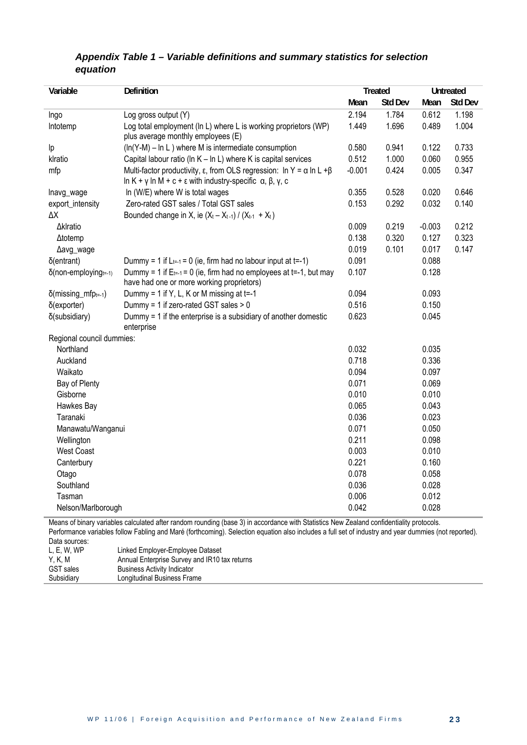### *Appendix Table 1 – Variable definitions and summary statistics for selection equation*

| Variable | Definition | Treated | | Untreated | |
|---|---|---|---|---|---|
| | | Mean | Std Dev | Mean | Std Dev |
| lngo | Log gross output (Y) | 2.194 | 1.784 | 0.612 | 1.198 |
| lntotemp | Log total employment (ln L) where L is working proprietors (WP) plus average monthly employees (E) | 1.449 | 1.696 | 0.489 | 1.004 |
| lp | (ln(Y-M) – ln L ) where M is intermediate consumption | 0.580 | 0.941 | 0.122 | 0.733 |
| klratio | Capital labour ratio (ln K – ln L) where K is capital services | 0.512 | 1.000 | 0.060 | 0.955 |
| mfp | Multi-factor productivity, ε, from OLS regression: $\ln Y = \alpha \ln L + \beta \ln K + \gamma \ln M + c + \varepsilon$ with industry-specific α, β, γ, c | -0.001 | 0.424 | 0.005 | 0.347 |
| lnavg_wage | ln (W/E) where W is total wages | 0.355 | 0.528 | 0.020 | 0.646 |
| export_intensity | Zero-rated GST sales / Total GST sales | 0.153 | 0.292 | 0.032 | 0.140 |
| ΔX | Bounded change in X, ie $(X_t - X_{t-1}) / (X_{t-1} + X_t)$ | | | | |
| Δklratio | | 0.009 | 0.219 | -0.003 | 0.212 |
| Δtotemp | | 0.138 | 0.320 | 0.127 | 0.323 |
| Δavg_wage | | 0.019 | 0.101 | 0.017 | 0.147 |
| δ(entrant) | Dummy = 1 if $L_{t=-1} = 0$ (ie, firm had no labour input at t=-1) | 0.091 | | 0.088 | |
| δ(non-employing$_{t=-1}$) | Dummy = 1 if $E_{t=-1} = 0$ (ie, firm had no employees at t=-1, but may have had one or more working proprietors) | 0.107 | | 0.128 | |
| δ(missing_mfp$_{t=-1}$) | Dummy = 1 if Y, L, K or M missing at t=-1 | 0.094 | | 0.093 | |
| δ(exporter) | Dummy = 1 if zero-rated GST sales > 0 | 0.516 | | 0.150 | |
| δ(subsidiary) | Dummy = 1 if the enterprise is a subsidiary of another domestic enterprise | 0.623 | | 0.045 | |
| Regional council dummies: | | | | | |
| Northland | | 0.032 | | 0.035 | |
| Auckland | | 0.718 | | 0.336 | |
| Waikato | | 0.094 | | 0.097 | |
| Bay of Plenty | | 0.071 | | 0.069 | |
| Gisborne | | 0.010 | | 0.010 | |
| Hawkes Bay | | 0.065 | | 0.043 | |
| Taranaki | | 0.036 | | 0.023 | |
| Manawatu/Wanganui | | 0.071 | | 0.050 | |
| Wellington | | 0.211 | | 0.098 | |
| West Coast | | 0.003 | | 0.010 | |
| Canterbury | | 0.221 | | 0.160 | |
| Otago | | 0.078 | | 0.058 | |
| Southland | | 0.036 | | 0.028 | |
| Tasman | | 0.006 | | 0.012 | |
| Nelson/Marlborough | | 0.042 | | 0.028 | |

Means of binary variables calculated after random rounding (base 3) in accordance with Statistics New Zealand confidentiality protocols.
Performance variables follow Fabling and Maré (forthcoming). Selection equation also includes a full set of industry and year dummies (not reported).
Data sources:

| | |
|---|---|
| L, E, W, WP | Linked Employer-Employee Dataset |
| Y, K, M | Annual Enterprise Survey and IR10 tax returns |
| GST sales | Business Activity Indicator |
| Subsidiary | Longitudinal Business Frame |